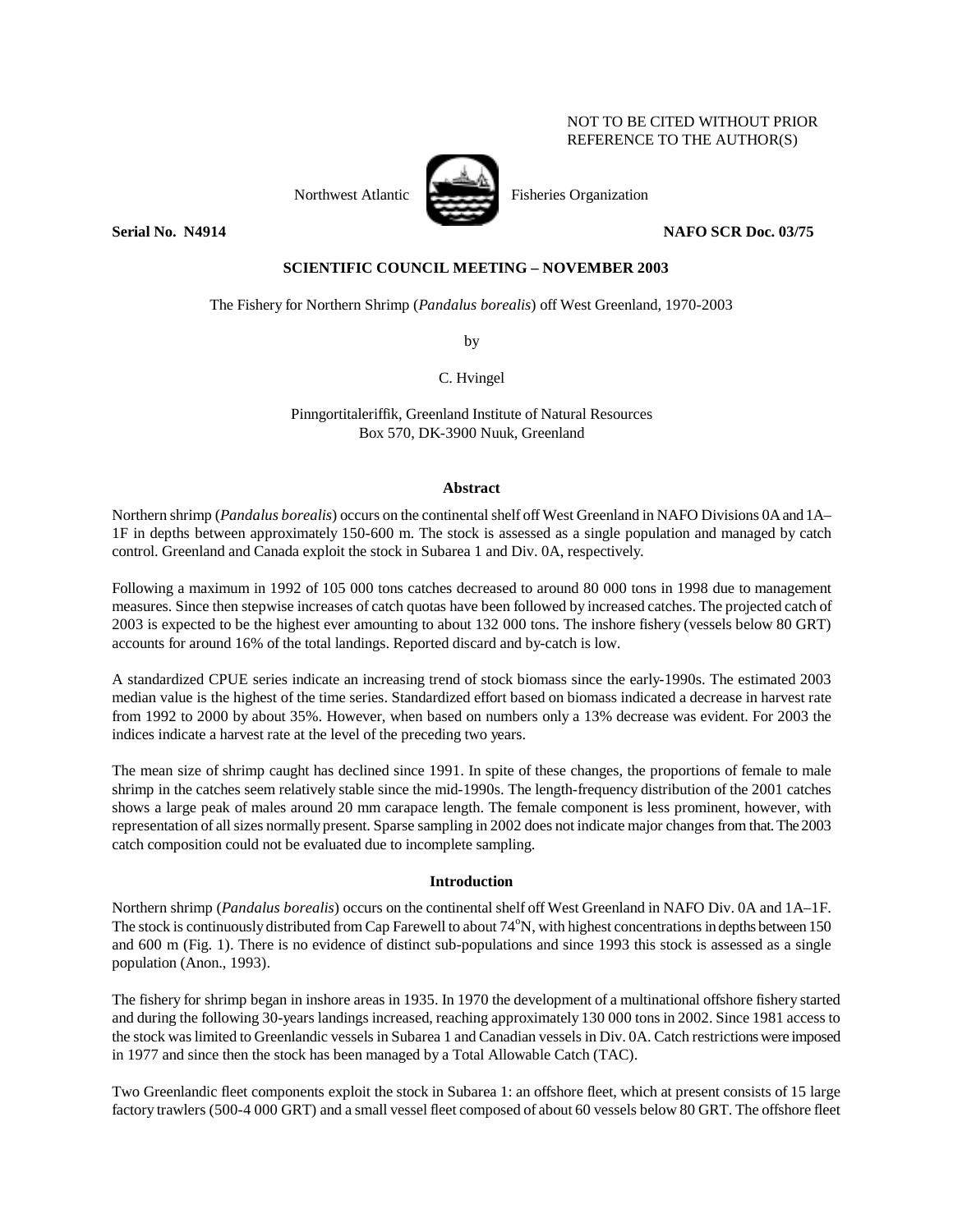NOT TO BE CITED WITHOUT PRIOR REFERENCE TO THE AUTHOR(S)

Northwest Atlantic Fisheries Organization

**Serial No. N4914** **NAFO SCR Doc. 03/75**

**SCIENTIFIC COUNCIL MEETING – NOVEMBER 2003**

The Fishery for Northern Shrimp (*Pandalus borealis*) off West Greenland, 1970-2003

by

C. Hvingel

Pinngortitaleriffik, Greenland Institute of Natural Resources
Box 570, DK-3900 Nuuk, Greenland

## Abstract

Northern shrimp (*Pandalus borealis*) occurs on the continental shelf off West Greenland in NAFO Divisions 0A and 1A–1F in depths between approximately 150-600 m. The stock is assessed as a single population and managed by catch control. Greenland and Canada exploit the stock in Subarea 1 and Div. 0A, respectively.

Following a maximum in 1992 of 105 000 tons catches decreased to around 80 000 tons in 1998 due to management measures. Since then stepwise increases of catch quotas have been followed by increased catches. The projected catch of 2003 is expected to be the highest ever amounting to about 132 000 tons. The inshore fishery (vessels below 80 GRT) accounts for around 16% of the total landings. Reported discard and by-catch is low.

A standardized CPUE series indicate an increasing trend of stock biomass since the early-1990s. The estimated 2003 median value is the highest of the time series. Standardized effort based on biomass indicated a decrease in harvest rate from 1992 to 2000 by about 35%. However, when based on numbers only a 13% decrease was evident. For 2003 the indices indicate a harvest rate at the level of the preceding two years.

The mean size of shrimp caught has declined since 1991. In spite of these changes, the proportions of female to male shrimp in the catches seem relatively stable since the mid-1990s. The length-frequency distribution of the 2001 catches shows a large peak of males around 20 mm carapace length. The female component is less prominent, however, with representation of all sizes normally present. Sparse sampling in 2002 does not indicate major changes from that. The 2003 catch composition could not be evaluated due to incomplete sampling.

## Introduction

Northern shrimp (*Pandalus borealis*) occurs on the continental shelf off West Greenland in NAFO Div. 0A and 1A–1F. The stock is continuously distributed from Cap Farewell to about 74°N, with highest concentrations in depths between 150 and 600 m (Fig. 1). There is no evidence of distinct sub-populations and since 1993 this stock is assessed as a single population (Anon., 1993).

The fishery for shrimp began in inshore areas in 1935. In 1970 the development of a multinational offshore fishery started and during the following 30-years landings increased, reaching approximately 130 000 tons in 2002. Since 1981 access to the stock was limited to Greenlandic vessels in Subarea 1 and Canadian vessels in Div. 0A. Catch restrictions were imposed in 1977 and since then the stock has been managed by a Total Allowable Catch (TAC).

Two Greenlandic fleet components exploit the stock in Subarea 1: an offshore fleet, which at present consists of 15 large factory trawlers (500-4 000 GRT) and a small vessel fleet composed of about 60 vessels below 80 GRT. The offshore fleet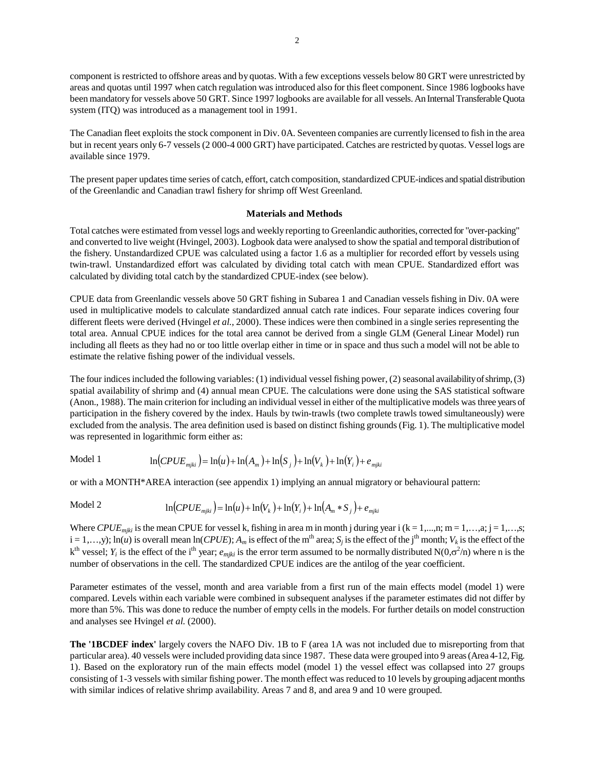component is restricted to offshore areas and by quotas. With a few exceptions vessels below 80 GRT were unrestricted by areas and quotas until 1997 when catch regulation was introduced also for this fleet component. Since 1986 logbooks have been mandatory for vessels above 50 GRT. Since 1997 logbooks are available for all vessels. An Internal Transferable Quota system (ITQ) was introduced as a management tool in 1991.

The Canadian fleet exploits the stock component in Div. 0A. Seventeen companies are currently licensed to fish in the area but in recent years only 6-7 vessels (2 000-4 000 GRT) have participated. Catches are restricted by quotas. Vessel logs are available since 1979.

The present paper updates time series of catch, effort, catch composition, standardized CPUE-indices and spatial distribution of the Greenlandic and Canadian trawl fishery for shrimp off West Greenland.

## Materials and Methods

Total catches were estimated from vessel logs and weekly reporting to Greenlandic authorities, corrected for "over-packing" and converted to live weight (Hvingel, 2003). Logbook data were analysed to show the spatial and temporal distribution of the fishery. Unstandardized CPUE was calculated using a factor 1.6 as a multiplier for recorded effort by vessels using twin-trawl. Unstandardized effort was calculated by dividing total catch with mean CPUE. Standardized effort was calculated by dividing total catch by the standardized CPUE-index (see below).

CPUE data from Greenlandic vessels above 50 GRT fishing in Subarea 1 and Canadian vessels fishing in Div. 0A were used in multiplicative models to calculate standardized annual catch rate indices. Four separate indices covering four different fleets were derived (Hvingel *et al.,* 2000). These indices were then combined in a single series representing the total area. Annual CPUE indices for the total area cannot be derived from a single GLM (General Linear Model) run including all fleets as they had no or too little overlap either in time or in space and thus such a model will not be able to estimate the relative fishing power of the individual vessels.

The four indices included the following variables: (1) individual vessel fishing power, (2) seasonal availability of shrimp, (3) spatial availability of shrimp and (4) annual mean CPUE. The calculations were done using the SAS statistical software (Anon., 1988). The main criterion for including an individual vessel in either of the multiplicative models was three years of participation in the fishery covered by the index. Hauls by twin-trawls (two complete trawls towed simultaneously) were excluded from the analysis. The area definition used is based on distinct fishing grounds (Fig. 1). The multiplicative model was represented in logarithmic form either as:

Model 1
$$\ln(CPUE_{mjki}) = \ln(u) + \ln(A_m) + \ln(S_j) + \ln(V_k) + \ln(Y_i) + e_{mjki}$$

or with a MONTH*AREA interaction (see appendix 1) implying an annual migratory or behavioural pattern:

Model 2
$$\ln(CPUE_{mjki}) = \ln(u) + \ln(V_k) + \ln(Y_i) + \ln(A_m * S_j) + e_{mjki}$$

Where $CPUE_{mjki}$ is the mean CPUE for vessel k, fishing in area m in month j during year i (k = 1,...,n; m = 1,…,a; j = 1,…,s; i = 1,…,y); $\ln(u)$ is overall mean $\ln(CPUE)$; $A_m$ is effect of the m$^{th}$ area; $S_j$ is the effect of the j$^{th}$ month; $V_k$ is the effect of the k$^{th}$ vessel; $Y_i$ is the effect of the i$^{th}$ year; $e_{mjki}$ is the error term assumed to be normally distributed $N(0,\sigma^2/n)$ where n is the number of observations in the cell. The standardized CPUE indices are the antilog of the year coefficient.

Parameter estimates of the vessel, month and area variable from a first run of the main effects model (model 1) were compared. Levels within each variable were combined in subsequent analyses if the parameter estimates did not differ by more than 5%. This was done to reduce the number of empty cells in the models. For further details on model construction and analyses see Hvingel *et al.* (2000).

**The '1BCDEF index'** largely covers the NAFO Div. 1B to F (area 1A was not included due to misreporting from that particular area). 40 vessels were included providing data since 1987. These data were grouped into 9 areas (Area 4-12, Fig. 1). Based on the exploratory run of the main effects model (model 1) the vessel effect was collapsed into 27 groups consisting of 1-3 vessels with similar fishing power. The month effect was reduced to 10 levels by grouping adjacent months with similar indices of relative shrimp availability. Areas 7 and 8, and area 9 and 10 were grouped.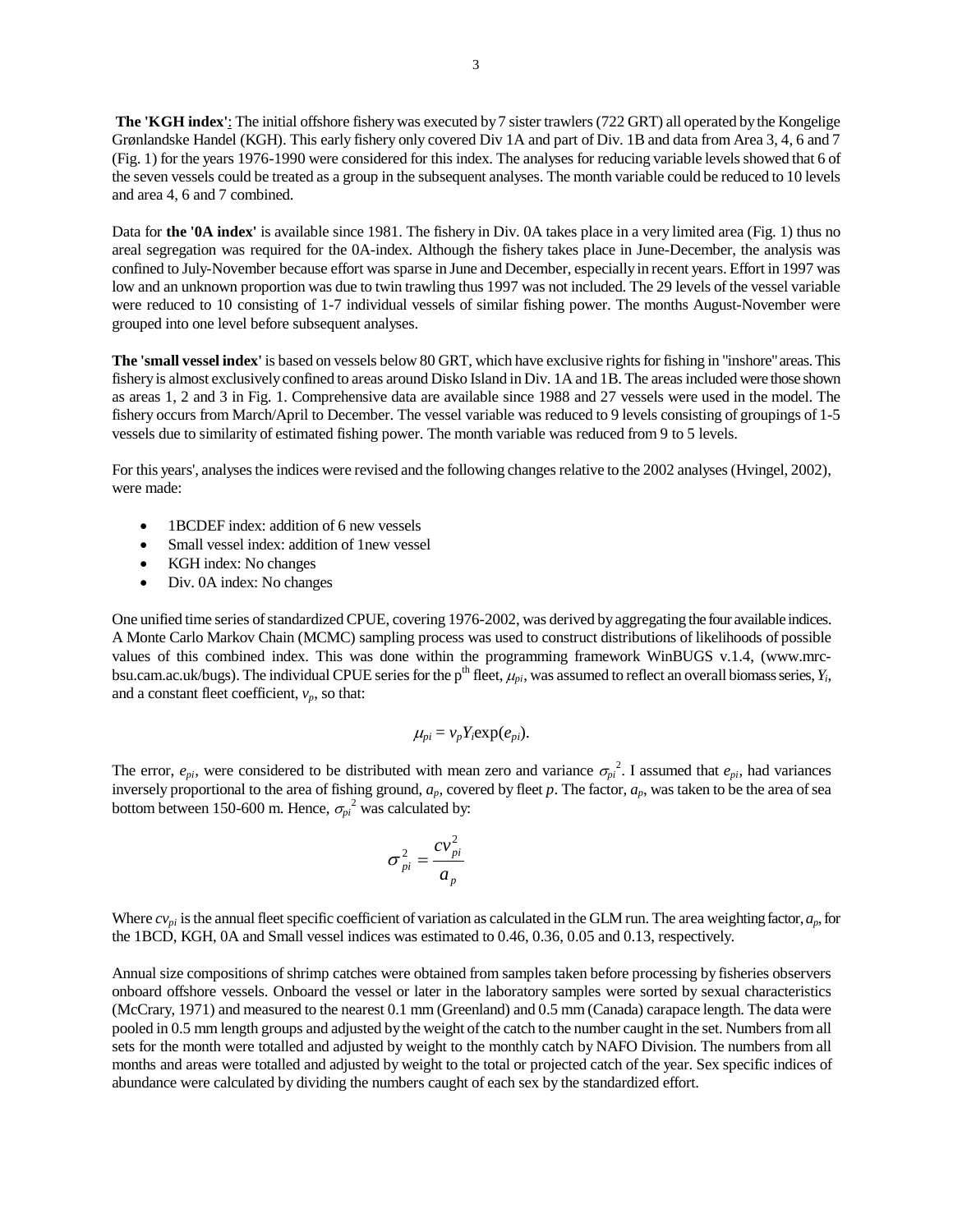**The 'KGH index'**: The initial offshore fishery was executed by 7 sister trawlers (722 GRT) all operated by the Kongelige Grønlandske Handel (KGH). This early fishery only covered Div 1A and part of Div. 1B and data from Area 3, 4, 6 and 7 (Fig. 1) for the years 1976-1990 were considered for this index. The analyses for reducing variable levels showed that 6 of the seven vessels could be treated as a group in the subsequent analyses. The month variable could be reduced to 10 levels and area 4, 6 and 7 combined.

Data for **the '0A index'** is available since 1981. The fishery in Div. 0A takes place in a very limited area (Fig. 1) thus no areal segregation was required for the 0A-index. Although the fishery takes place in June-December, the analysis was confined to July-November because effort was sparse in June and December, especially in recent years. Effort in 1997 was low and an unknown proportion was due to twin trawling thus 1997 was not included. The 29 levels of the vessel variable were reduced to 10 consisting of 1-7 individual vessels of similar fishing power. The months August-November were grouped into one level before subsequent analyses.

**The 'small vessel index'** is based on vessels below 80 GRT, which have exclusive rights for fishing in "inshore" areas. This fishery is almost exclusively confined to areas around Disko Island in Div. 1A and 1B. The areas included were those shown as areas 1, 2 and 3 in Fig. 1. Comprehensive data are available since 1988 and 27 vessels were used in the model. The fishery occurs from March/April to December. The vessel variable was reduced to 9 levels consisting of groupings of 1-5 vessels due to similarity of estimated fishing power. The month variable was reduced from 9 to 5 levels.

For this years', analyses the indices were revised and the following changes relative to the 2002 analyses (Hvingel, 2002), were made:

- 1BCDEF index: addition of 6 new vessels
- Small vessel index: addition of 1new vessel
- KGH index: No changes
- Div. 0A index: No changes

One unified time series of standardized CPUE, covering 1976-2002, was derived by aggregating the four available indices. A Monte Carlo Markov Chain (MCMC) sampling process was used to construct distributions of likelihoods of possible values of this combined index. This was done within the programming framework WinBUGS v.1.4, (www.mrc-bsu.cam.ac.uk/bugs). The individual CPUE series for the p[th] fleet, $\mu_{pi}$, was assumed to reflect an overall biomass series, $Y_i$, and a constant fleet coefficient, $v_p$, so that:

$$\mu_{pi} = v_p Y_i \exp(e_{pi}).$$

The error, $e_{pi}$, were considered to be distributed with mean zero and variance $\sigma_{pi}^2$. I assumed that $e_{pi}$, had variances inversely proportional to the area of fishing ground, $a_p$, covered by fleet $p$. The factor, $a_p$, was taken to be the area of sea bottom between 150-600 m. Hence, $\sigma_{pi}^2$ was calculated by:

$$\sigma_{pi}^2 = \frac{cv_{pi}^2}{a_p}$$

Where $cv_{pi}$ is the annual fleet specific coefficient of variation as calculated in the GLM run. The area weighting factor, $a_p$, for the 1BCD, KGH, 0A and Small vessel indices was estimated to 0.46, 0.36, 0.05 and 0.13, respectively.

Annual size compositions of shrimp catches were obtained from samples taken before processing by fisheries observers onboard offshore vessels. Onboard the vessel or later in the laboratory samples were sorted by sexual characteristics (McCrary, 1971) and measured to the nearest 0.1 mm (Greenland) and 0.5 mm (Canada) carapace length. The data were pooled in 0.5 mm length groups and adjusted by the weight of the catch to the number caught in the set. Numbers from all sets for the month were totalled and adjusted by weight to the monthly catch by NAFO Division. The numbers from all months and areas were totalled and adjusted by weight to the total or projected catch of the year. Sex specific indices of abundance were calculated by dividing the numbers caught of each sex by the standardized effort.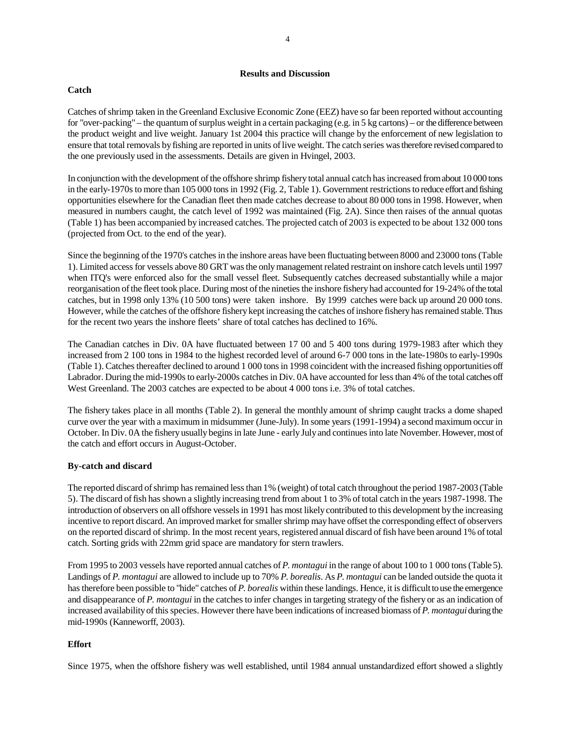## Results and Discussion

### Catch

Catches of shrimp taken in the Greenland Exclusive Economic Zone (EEZ) have so far been reported without accounting for "over-packing" – the quantum of surplus weight in a certain packaging (e.g. in 5 kg cartons) – or the difference between the product weight and live weight. January 1st 2004 this practice will change by the enforcement of new legislation to ensure that total removals by fishing are reported in units of live weight. The catch series was therefore revised compared to the one previously used in the assessments. Details are given in Hvingel, 2003.

In conjunction with the development of the offshore shrimp fishery total annual catch has increased from about 10 000 tons in the early-1970s to more than 105 000 tons in 1992 (Fig. 2, Table 1). Government restrictions to reduce effort and fishing opportunities elsewhere for the Canadian fleet then made catches decrease to about 80 000 tons in 1998. However, when measured in numbers caught, the catch level of 1992 was maintained (Fig. 2A). Since then raises of the annual quotas (Table 1) has been accompanied by increased catches. The projected catch of 2003 is expected to be about 132 000 tons (projected from Oct. to the end of the year).

Since the beginning of the 1970's catches in the inshore areas have been fluctuating between 8000 and 23000 tons (Table 1). Limited access for vessels above 80 GRT was the only management related restraint on inshore catch levels until 1997 when ITQ's were enforced also for the small vessel fleet. Subsequently catches decreased substantially while a major reorganisation of the fleet took place. During most of the nineties the inshore fishery had accounted for 19-24% of the total catches, but in 1998 only 13% (10 500 tons) were taken inshore. By 1999 catches were back up around 20 000 tons. However, while the catches of the offshore fishery kept increasing the catches of inshore fishery has remained stable. Thus for the recent two years the inshore fleets' share of total catches has declined to 16%.

The Canadian catches in Div. 0A have fluctuated between 17 00 and 5 400 tons during 1979-1983 after which they increased from 2 100 tons in 1984 to the highest recorded level of around 6-7 000 tons in the late-1980s to early-1990s (Table 1). Catches thereafter declined to around 1 000 tons in 1998 coincident with the increased fishing opportunities off Labrador. During the mid-1990s to early-2000s catches in Div. 0A have accounted for less than 4% of the total catches off West Greenland. The 2003 catches are expected to be about 4 000 tons i.e. 3% of total catches.

The fishery takes place in all months (Table 2). In general the monthly amount of shrimp caught tracks a dome shaped curve over the year with a maximum in midsummer (June-July). In some years (1991-1994) a second maximum occur in October. In Div. 0A the fishery usually begins in late June - early July and continues into late November. However, most of the catch and effort occurs in August-October.

### By-catch and discard

The reported discard of shrimp has remained less than 1% (weight) of total catch throughout the period 1987-2003 (Table 5). The discard of fish has shown a slightly increasing trend from about 1 to 3% of total catch in the years 1987-1998. The introduction of observers on all offshore vessels in 1991 has most likely contributed to this development by the increasing incentive to report discard. An improved market for smaller shrimp may have offset the corresponding effect of observers on the reported discard of shrimp. In the most recent years, registered annual discard of fish have been around 1% of total catch. Sorting grids with 22mm grid space are mandatory for stern trawlers.

From 1995 to 2003 vessels have reported annual catches of *P. montagui* in the range of about 100 to 1 000 tons (Table 5). Landings of *P. montagui* are allowed to include up to 70% *P. borealis*. As *P. montagui* can be landed outside the quota it has therefore been possible to "hide" catches of *P. borealis* within these landings. Hence, it is difficult to use the emergence and disappearance of *P. montagui* in the catches to infer changes in targeting strategy of the fishery or as an indication of increased availability of this species. However there have been indications of increased biomass of *P. montagui* during the mid-1990s (Kanneworff, 2003).

### Effort

Since 1975, when the offshore fishery was well established, until 1984 annual unstandardized effort showed a slightly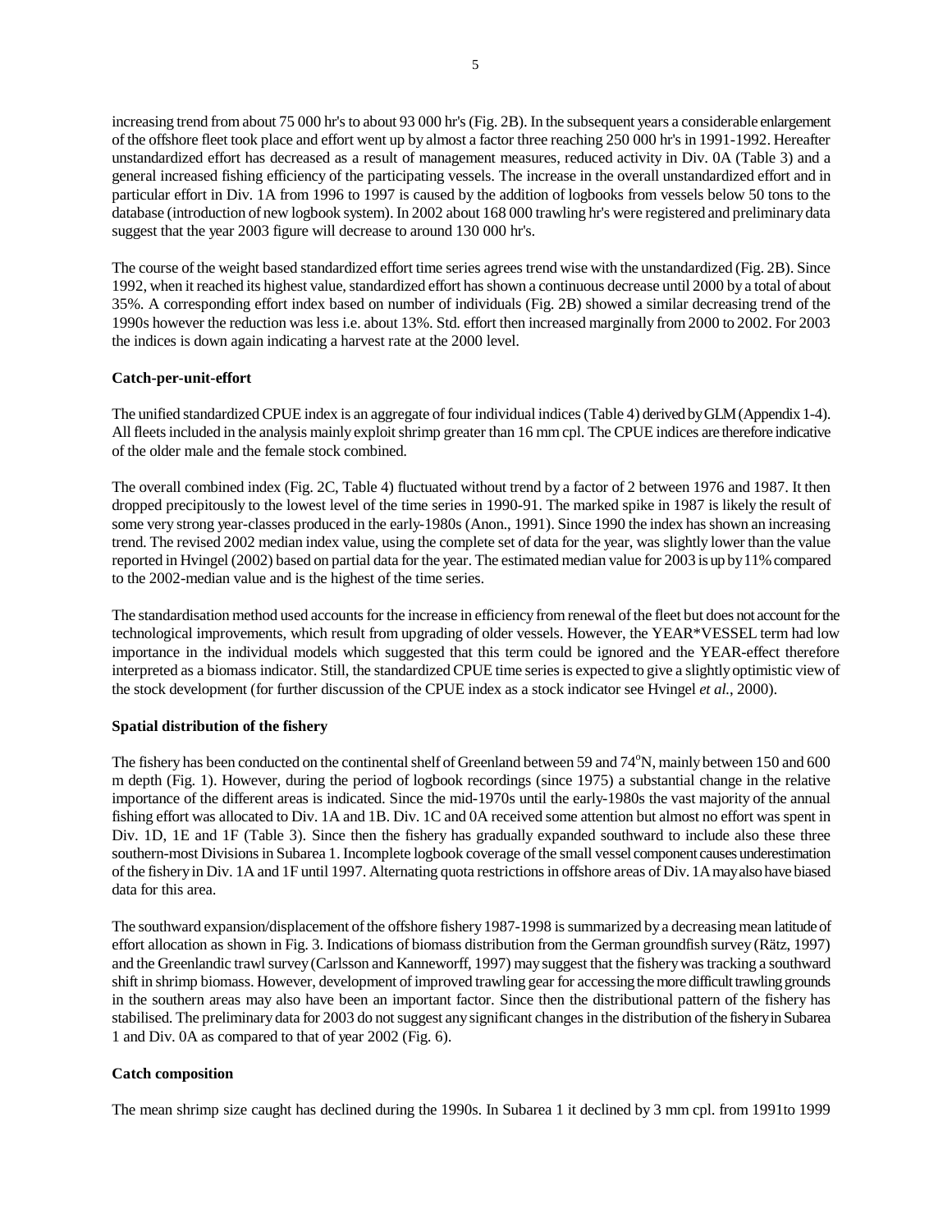increasing trend from about 75 000 hr's to about 93 000 hr's (Fig. 2B). In the subsequent years a considerable enlargement of the offshore fleet took place and effort went up by almost a factor three reaching 250 000 hr's in 1991-1992. Hereafter unstandardized effort has decreased as a result of management measures, reduced activity in Div. 0A (Table 3) and a general increased fishing efficiency of the participating vessels. The increase in the overall unstandardized effort and in particular effort in Div. 1A from 1996 to 1997 is caused by the addition of logbooks from vessels below 50 tons to the database (introduction of new logbook system). In 2002 about 168 000 trawling hr's were registered and preliminary data suggest that the year 2003 figure will decrease to around 130 000 hr's.

The course of the weight based standardized effort time series agrees trend wise with the unstandardized (Fig. 2B). Since 1992, when it reached its highest value, standardized effort has shown a continuous decrease until 2000 by a total of about 35%. A corresponding effort index based on number of individuals (Fig. 2B) showed a similar decreasing trend of the 1990s however the reduction was less i.e. about 13%. Std. effort then increased marginally from 2000 to 2002. For 2003 the indices is down again indicating a harvest rate at the 2000 level.

**Catch-per-unit-effort**

The unified standardized CPUE index is an aggregate of four individual indices (Table 4) derived by GLM (Appendix 1-4). All fleets included in the analysis mainly exploit shrimp greater than 16 mm cpl. The CPUE indices are therefore indicative of the older male and the female stock combined.

The overall combined index (Fig. 2C, Table 4) fluctuated without trend by a factor of 2 between 1976 and 1987. It then dropped precipitously to the lowest level of the time series in 1990-91. The marked spike in 1987 is likely the result of some very strong year-classes produced in the early-1980s (Anon., 1991). Since 1990 the index has shown an increasing trend. The revised 2002 median index value, using the complete set of data for the year, was slightly lower than the value reported in Hvingel (2002) based on partial data for the year. The estimated median value for 2003 is up by 11% compared to the 2002-median value and is the highest of the time series.

The standardisation method used accounts for the increase in efficiency from renewal of the fleet but does not account for the technological improvements, which result from upgrading of older vessels. However, the YEAR*VESSEL term had low importance in the individual models which suggested that this term could be ignored and the YEAR-effect therefore interpreted as a biomass indicator. Still, the standardized CPUE time series is expected to give a slightly optimistic view of the stock development (for further discussion of the CPUE index as a stock indicator see Hvingel *et al.*, 2000).

**Spatial distribution of the fishery**

The fishery has been conducted on the continental shelf of Greenland between 59 and 74°N, mainly between 150 and 600 m depth (Fig. 1). However, during the period of logbook recordings (since 1975) a substantial change in the relative importance of the different areas is indicated. Since the mid-1970s until the early-1980s the vast majority of the annual fishing effort was allocated to Div. 1A and 1B. Div. 1C and 0A received some attention but almost no effort was spent in Div. 1D, 1E and 1F (Table 3). Since then the fishery has gradually expanded southward to include also these three southern-most Divisions in Subarea 1. Incomplete logbook coverage of the small vessel component causes underestimation of the fishery in Div. 1A and 1F until 1997. Alternating quota restrictions in offshore areas of Div. 1A may also have biased data for this area.

The southward expansion/displacement of the offshore fishery 1987-1998 is summarized by a decreasing mean latitude of effort allocation as shown in Fig. 3. Indications of biomass distribution from the German groundfish survey (Rätz, 1997) and the Greenlandic trawl survey (Carlsson and Kanneworff, 1997) may suggest that the fishery was tracking a southward shift in shrimp biomass. However, development of improved trawling gear for accessing the more difficult trawling grounds in the southern areas may also have been an important factor. Since then the distributional pattern of the fishery has stabilised. The preliminary data for 2003 do not suggest any significant changes in the distribution of the fishery in Subarea 1 and Div. 0A as compared to that of year 2002 (Fig. 6).

**Catch composition**

The mean shrimp size caught has declined during the 1990s. In Subarea 1 it declined by 3 mm cpl. from 1991to 1999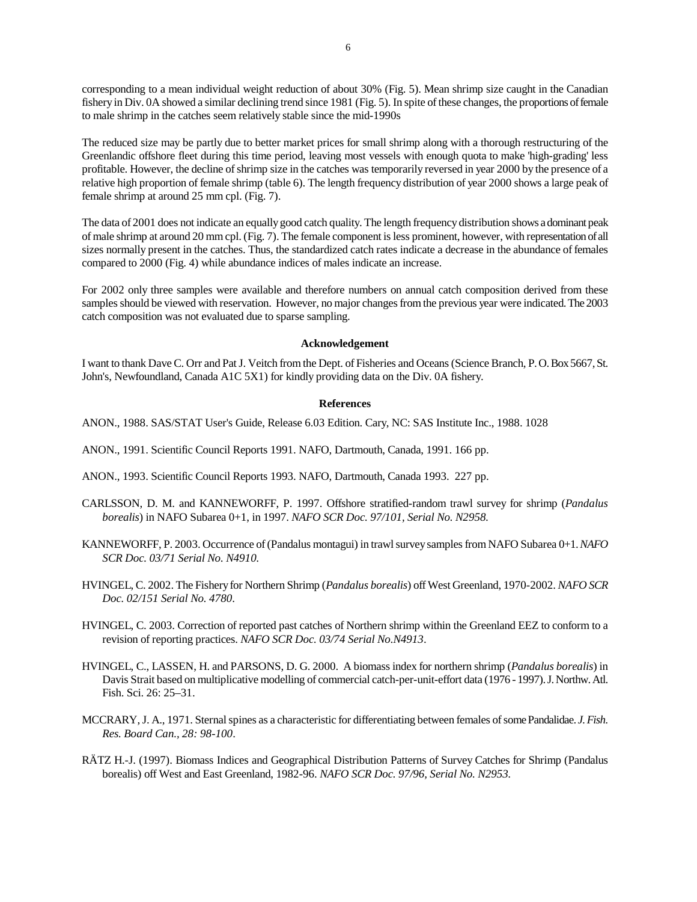corresponding to a mean individual weight reduction of about 30% (Fig. 5). Mean shrimp size caught in the Canadian fishery in Div. 0A showed a similar declining trend since 1981 (Fig. 5). In spite of these changes, the proportions of female to male shrimp in the catches seem relatively stable since the mid-1990s

The reduced size may be partly due to better market prices for small shrimp along with a thorough restructuring of the Greenlandic offshore fleet during this time period, leaving most vessels with enough quota to make 'high-grading' less profitable. However, the decline of shrimp size in the catches was temporarily reversed in year 2000 by the presence of a relative high proportion of female shrimp (table 6). The length frequency distribution of year 2000 shows a large peak of female shrimp at around 25 mm cpl. (Fig. 7).

The data of 2001 does not indicate an equally good catch quality. The length frequency distribution shows a dominant peak of male shrimp at around 20 mm cpl. (Fig. 7). The female component is less prominent, however, with representation of all sizes normally present in the catches. Thus, the standardized catch rates indicate a decrease in the abundance of females compared to 2000 (Fig. 4) while abundance indices of males indicate an increase.

For 2002 only three samples were available and therefore numbers on annual catch composition derived from these samples should be viewed with reservation. However, no major changes from the previous year were indicated. The 2003 catch composition was not evaluated due to sparse sampling.

### Acknowledgement

I want to thank Dave C. Orr and Pat J. Veitch from the Dept. of Fisheries and Oceans (Science Branch, P. O. Box 5667, St. John's, Newfoundland, Canada A1C 5X1) for kindly providing data on the Div. 0A fishery.

### References

ANON., 1988. SAS/STAT User's Guide, Release 6.03 Edition. Cary, NC: SAS Institute Inc., 1988. 1028

ANON., 1991. Scientific Council Reports 1991. NAFO, Dartmouth, Canada, 1991. 166 pp.

ANON., 1993. Scientific Council Reports 1993. NAFO, Dartmouth, Canada 1993. 227 pp.

CARLSSON, D. M. and KANNEWORFF, P. 1997. Offshore stratified-random trawl survey for shrimp (*Pandalus borealis*) in NAFO Subarea 0+1, in 1997. *NAFO SCR Doc. 97/101, Serial No. N2958.*

KANNEWORFF, P. 2003. Occurrence of (Pandalus montagui) in trawl survey samples from NAFO Subarea 0+1. *NAFO SCR Doc. 03/71 Serial No. N4910.*

HVINGEL, C. 2002. The Fishery for Northern Shrimp (*Pandalus borealis*) off West Greenland, 1970-2002. *NAFO SCR Doc. 02/151 Serial No. 4780*.

HVINGEL, C. 2003. Correction of reported past catches of Northern shrimp within the Greenland EEZ to conform to a revision of reporting practices. *NAFO SCR Doc. 03/74 Serial No.N4913*.

HVINGEL, C., LASSEN, H. and PARSONS, D. G. 2000. A biomass index for northern shrimp (*Pandalus borealis*) in Davis Strait based on multiplicative modelling of commercial catch-per-unit-effort data (1976 - 1997). J. Northw. Atl. Fish. Sci. 26: 25–31.

MCCRARY, J. A., 1971. Sternal spines as a characteristic for differentiating between females of some Pandalidae. *J. Fish. Res. Board Can., 28: 98-100*.

RÄTZ H.-J. (1997). Biomass Indices and Geographical Distribution Patterns of Survey Catches for Shrimp (Pandalus borealis) off West and East Greenland, 1982-96. *NAFO SCR Doc. 97/96, Serial No. N2953.*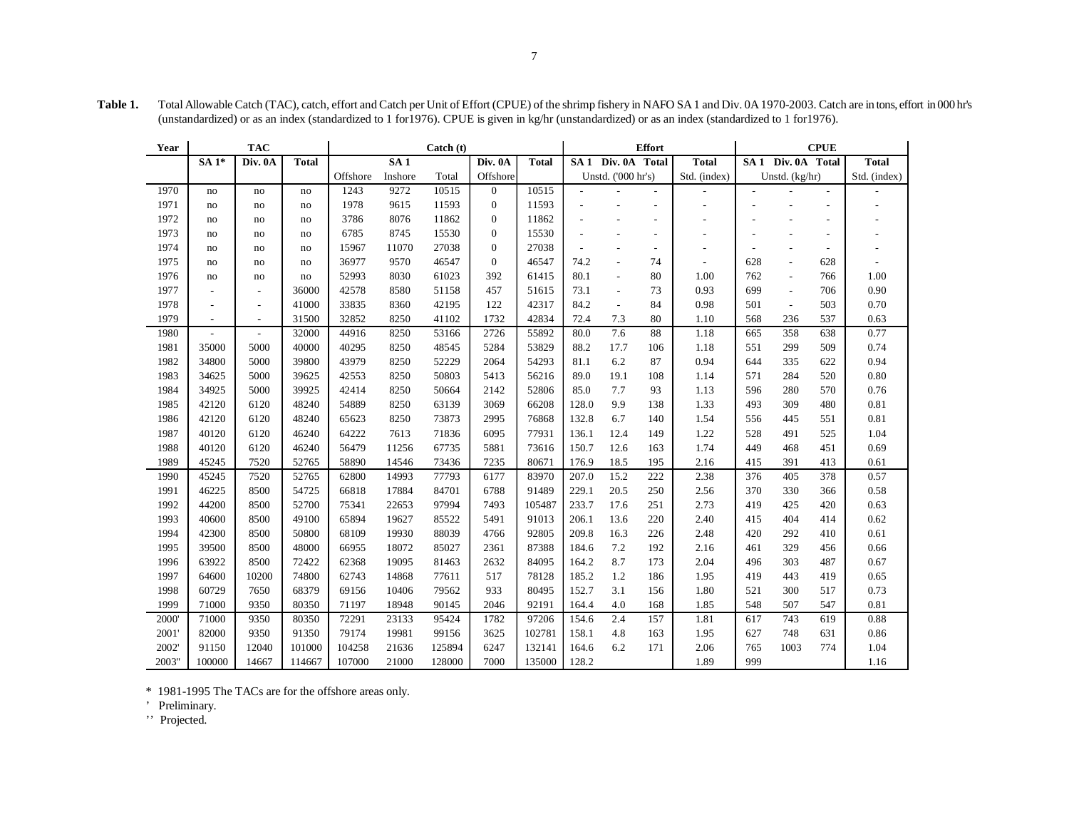**Table 1.** Total Allowable Catch (TAC), catch, effort and Catch per Unit of Effort (CPUE) of the shrimp fishery in NAFO SA 1 and Div. 0A 1970-2003. Catch are in tons, effort in 000 hr's (unstandardized) or as an index (standardized to 1 for1976). CPUE is given in kg/hr (unstandardized) or as an index (standardized to 1 for1976).

| Year | TAC | | | Catch (t) | | | | | Effort | | | | CPUE | | | |
|---|---|---|---|---|---|---|---|---|---|---|---|---|---|---|---|---|
| | SA 1* | Div. 0A | Total | SA 1 | | | Div. 0A | Total | SA 1 | Div. 0A | Total | Total | SA 1 | Div. 0A | Total | Total |
| | | | | Offshore | Inshore | Total | Offshore | | Unstd. ('000 hr's) | | | Std. (index) | Unstd. (kg/hr) | | | Std. (index) |
| 1970 | no | no | no | 1243 | 9272 | 10515 | 0 | 10515 | - | - | - | - | - | - | - | - |
| 1971 | no | no | no | 1978 | 9615 | 11593 | 0 | 11593 | - | - | - | - | - | - | - | - |
| 1972 | no | no | no | 3786 | 8076 | 11862 | 0 | 11862 | - | - | - | - | - | - | - | - |
| 1973 | no | no | no | 6785 | 8745 | 15530 | 0 | 15530 | - | - | - | - | - | - | - | - |
| 1974 | no | no | no | 15967 | 11070 | 27038 | 0 | 27038 | - | - | - | - | - | - | - | - |
| 1975 | no | no | no | 36977 | 9570 | 46547 | 0 | 46547 | 74.2 | - | 74 | - | 628 | - | 628 | - |
| 1976 | no | no | no | 52993 | 8030 | 61023 | 392 | 61415 | 80.1 | - | 80 | 1.00 | 762 | - | 766 | 1.00 |
| 1977 | - | - | 36000 | 42578 | 8580 | 51158 | 457 | 51615 | 73.1 | - | 73 | 0.93 | 699 | - | 706 | 0.90 |
| 1978 | - | - | 41000 | 33835 | 8360 | 42195 | 122 | 42317 | 84.2 | - | 84 | 0.98 | 501 | - | 503 | 0.70 |
| 1979 | - | - | 31500 | 32852 | 8250 | 41102 | 1732 | 42834 | 72.4 | 7.3 | 80 | 1.10 | 568 | 236 | 537 | 0.63 |
| 1980 | - | - | 32000 | 44916 | 8250 | 53166 | 2726 | 55892 | 80.0 | 7.6 | 88 | 1.18 | 665 | 358 | 638 | 0.77 |
| 1981 | 35000 | 5000 | 40000 | 40295 | 8250 | 48545 | 5284 | 53829 | 88.2 | 17.7 | 106 | 1.18 | 551 | 299 | 509 | 0.74 |
| 1982 | 34800 | 5000 | 39800 | 43979 | 8250 | 52229 | 2064 | 54293 | 81.1 | 6.2 | 87 | 0.94 | 644 | 335 | 622 | 0.94 |
| 1983 | 34625 | 5000 | 39625 | 42553 | 8250 | 50803 | 5413 | 56216 | 89.0 | 19.1 | 108 | 1.14 | 571 | 284 | 520 | 0.80 |
| 1984 | 34925 | 5000 | 39925 | 42414 | 8250 | 50664 | 2142 | 52806 | 85.0 | 7.7 | 93 | 1.13 | 596 | 280 | 570 | 0.76 |
| 1985 | 42120 | 6120 | 48240 | 54889 | 8250 | 63139 | 3069 | 66208 | 128.0 | 9.9 | 138 | 1.33 | 493 | 309 | 480 | 0.81 |
| 1986 | 42120 | 6120 | 48240 | 65623 | 8250 | 73873 | 2995 | 76868 | 132.8 | 6.7 | 140 | 1.54 | 556 | 445 | 551 | 0.81 |
| 1987 | 40120 | 6120 | 46240 | 64222 | 7613 | 71836 | 6095 | 77931 | 136.1 | 12.4 | 149 | 1.22 | 528 | 491 | 525 | 1.04 |
| 1988 | 40120 | 6120 | 46240 | 56479 | 11256 | 67735 | 5881 | 73616 | 150.7 | 12.6 | 163 | 1.74 | 449 | 468 | 451 | 0.69 |
| 1989 | 45245 | 7520 | 52765 | 58890 | 14546 | 73436 | 7235 | 80671 | 176.9 | 18.5 | 195 | 2.16 | 415 | 391 | 413 | 0.61 |
| 1990 | 45245 | 7520 | 52765 | 62800 | 14993 | 77793 | 6177 | 83970 | 207.0 | 15.2 | 222 | 2.38 | 376 | 405 | 378 | 0.57 |
| 1991 | 46225 | 8500 | 54725 | 66818 | 17884 | 84701 | 6788 | 91489 | 229.1 | 20.5 | 250 | 2.56 | 370 | 330 | 366 | 0.58 |
| 1992 | 44200 | 8500 | 52700 | 75341 | 22653 | 97994 | 7493 | 105487 | 233.7 | 17.6 | 251 | 2.73 | 419 | 425 | 420 | 0.63 |
| 1993 | 40600 | 8500 | 49100 | 65894 | 19627 | 85522 | 5491 | 91013 | 206.1 | 13.6 | 220 | 2.40 | 415 | 404 | 414 | 0.62 |
| 1994 | 42300 | 8500 | 50800 | 68109 | 19930 | 88039 | 4766 | 92805 | 209.8 | 16.3 | 226 | 2.48 | 420 | 292 | 410 | 0.61 |
| 1995 | 39500 | 8500 | 48000 | 66955 | 18072 | 85027 | 2361 | 87388 | 184.6 | 7.2 | 192 | 2.16 | 461 | 329 | 456 | 0.66 |
| 1996 | 63922 | 8500 | 72422 | 62368 | 19095 | 81463 | 2632 | 84095 | 164.2 | 8.7 | 173 | 2.04 | 496 | 303 | 487 | 0.67 |
| 1997 | 64600 | 10200 | 74800 | 62743 | 14868 | 77611 | 517 | 78128 | 185.2 | 1.2 | 186 | 1.95 | 419 | 443 | 419 | 0.65 |
| 1998 | 60729 | 7650 | 68379 | 69156 | 10406 | 79562 | 933 | 80495 | 152.7 | 3.1 | 156 | 1.80 | 521 | 300 | 517 | 0.73 |
| 1999 | 71000 | 9350 | 80350 | 71197 | 18948 | 90145 | 2046 | 92191 | 164.4 | 4.0 | 168 | 1.85 | 548 | 507 | 547 | 0.81 |
| 2000' | 71000 | 9350 | 80350 | 72291 | 23133 | 95424 | 1782 | 97206 | 154.6 | 2.4 | 157 | 1.81 | 617 | 743 | 619 | 0.88 |
| 2001' | 82000 | 9350 | 91350 | 79174 | 19981 | 99156 | 3625 | 102781 | 158.1 | 4.8 | 163 | 1.95 | 627 | 748 | 631 | 0.86 |
| 2002' | 91150 | 12040 | 101000 | 104258 | 21636 | 125894 | 6247 | 132141 | 164.6 | 6.2 | 171 | 2.06 | 765 | 1003 | 774 | 1.04 |
| 2003'' | 100000 | 14667 | 114667 | 107000 | 21000 | 128000 | 7000 | 135000 | 128.2 | | | 1.89 | 999 | | | 1.16 |

\* 1981-1995 The TACs are for the offshore areas only.

' Preliminary.

'' Projected.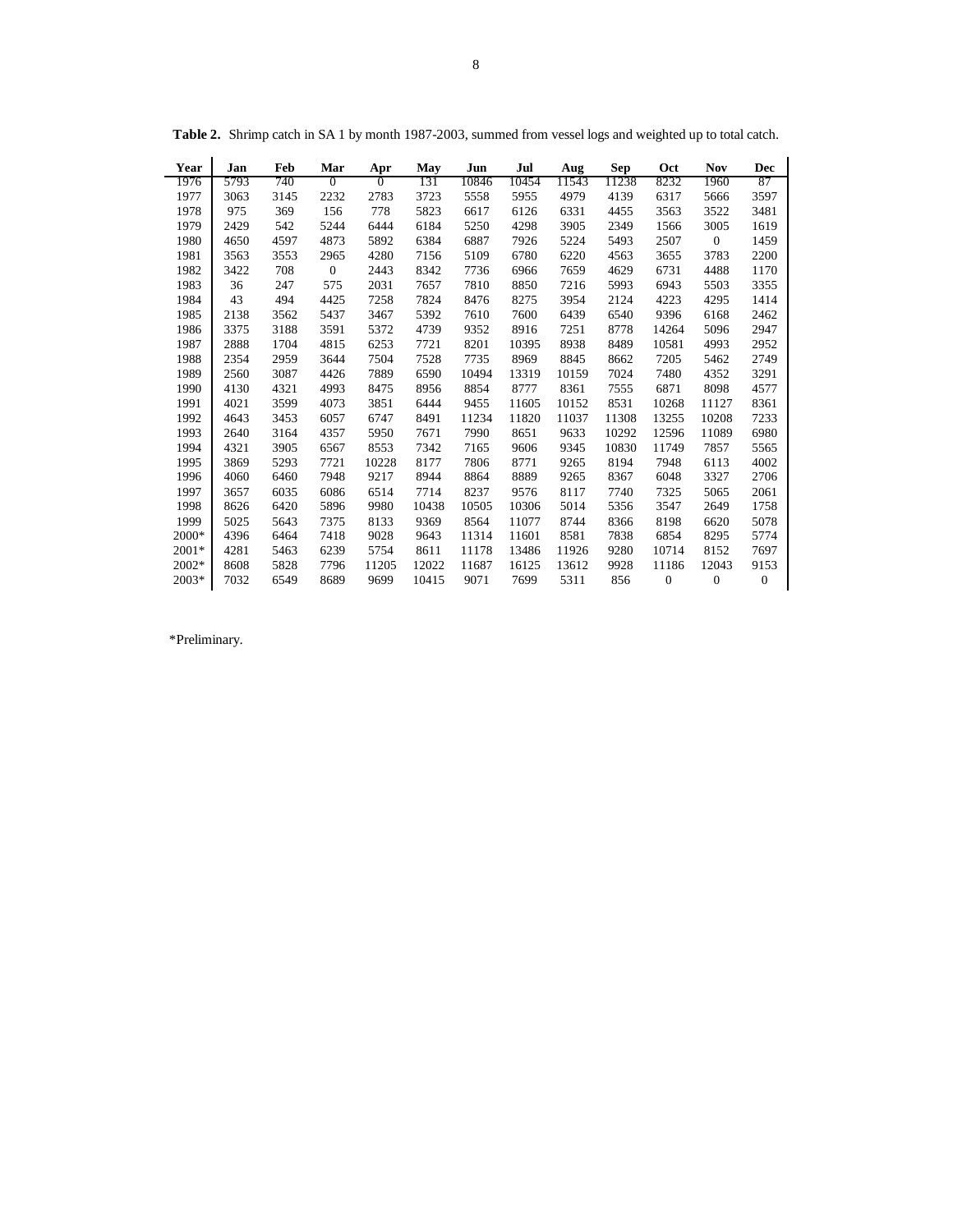**Table 2.** Shrimp catch in SA 1 by month 1987-2003, summed from vessel logs and weighted up to total catch.

| Year | Jan | Feb | Mar | Apr | May | Jun | Jul | Aug | Sep | Oct | Nov | Dec |
|---|---|---|---|---|---|---|---|---|---|---|---|---|
| 1976 | 5793 | 740 | 0 | 0 | 131 | 10846 | 10454 | 11543 | 11238 | 8232 | 1960 | 87 |
| 1977 | 3063 | 3145 | 2232 | 2783 | 3723 | 5558 | 5955 | 4979 | 4139 | 6317 | 5666 | 3597 |
| 1978 | 975 | 369 | 156 | 778 | 5823 | 6617 | 6126 | 6331 | 4455 | 3563 | 3522 | 3481 |
| 1979 | 2429 | 542 | 5244 | 6444 | 6184 | 5250 | 4298 | 3905 | 2349 | 1566 | 3005 | 1619 |
| 1980 | 4650 | 4597 | 4873 | 5892 | 6384 | 6887 | 7926 | 5224 | 5493 | 2507 | 0 | 1459 |
| 1981 | 3563 | 3553 | 2965 | 4280 | 7156 | 5109 | 6780 | 6220 | 4563 | 3655 | 3783 | 2200 |
| 1982 | 3422 | 708 | 0 | 2443 | 8342 | 7736 | 6966 | 7659 | 4629 | 6731 | 4488 | 1170 |
| 1983 | 36 | 247 | 575 | 2031 | 7657 | 7810 | 8850 | 7216 | 5993 | 6943 | 5503 | 3355 |
| 1984 | 43 | 494 | 4425 | 7258 | 7824 | 8476 | 8275 | 3954 | 2124 | 4223 | 4295 | 1414 |
| 1985 | 2138 | 3562 | 5437 | 3467 | 5392 | 7610 | 7600 | 6439 | 6540 | 9396 | 6168 | 2462 |
| 1986 | 3375 | 3188 | 3591 | 5372 | 4739 | 9352 | 8916 | 7251 | 8778 | 14264 | 5096 | 2947 |
| 1987 | 2888 | 1704 | 4815 | 6253 | 7721 | 8201 | 10395 | 8938 | 8489 | 10581 | 4993 | 2952 |
| 1988 | 2354 | 2959 | 3644 | 7504 | 7528 | 7735 | 8969 | 8845 | 8662 | 7205 | 5462 | 2749 |
| 1989 | 2560 | 3087 | 4426 | 7889 | 6590 | 10494 | 13319 | 10159 | 7024 | 7480 | 4352 | 3291 |
| 1990 | 4130 | 4321 | 4993 | 8475 | 8956 | 8854 | 8777 | 8361 | 7555 | 6871 | 8098 | 4577 |
| 1991 | 4021 | 3599 | 4073 | 3851 | 6444 | 9455 | 11605 | 10152 | 8531 | 10268 | 11127 | 8361 |
| 1992 | 4643 | 3453 | 6057 | 6747 | 8491 | 11234 | 11820 | 11037 | 11308 | 13255 | 10208 | 7233 |
| 1993 | 2640 | 3164 | 4357 | 5950 | 7671 | 7990 | 8651 | 9633 | 10292 | 12596 | 11089 | 6980 |
| 1994 | 4321 | 3905 | 6567 | 8553 | 7342 | 7165 | 9606 | 9345 | 10830 | 11749 | 7857 | 5565 |
| 1995 | 3869 | 5293 | 7721 | 10228 | 8177 | 7806 | 8771 | 9265 | 8194 | 7948 | 6113 | 4002 |
| 1996 | 4060 | 6460 | 7948 | 9217 | 8944 | 8864 | 8889 | 9265 | 8367 | 6048 | 3327 | 2706 |
| 1997 | 3657 | 6035 | 6086 | 6514 | 7714 | 8237 | 9576 | 8117 | 7740 | 7325 | 5065 | 2061 |
| 1998 | 8626 | 6420 | 5896 | 9980 | 10438 | 10505 | 10306 | 5014 | 5356 | 3547 | 2649 | 1758 |
| 1999 | 5025 | 5643 | 7375 | 8133 | 9369 | 8564 | 11077 | 8744 | 8366 | 8198 | 6620 | 5078 |
| 2000* | 4396 | 6464 | 7418 | 9028 | 9643 | 11314 | 11601 | 8581 | 7838 | 6854 | 8295 | 5774 |
| 2001* | 4281 | 5463 | 6239 | 5754 | 8611 | 11178 | 13486 | 11926 | 9280 | 10714 | 8152 | 7697 |
| 2002* | 8608 | 5828 | 7796 | 11205 | 12022 | 11687 | 16125 | 13612 | 9928 | 11186 | 12043 | 9153 |
| 2003* | 7032 | 6549 | 8689 | 9699 | 10415 | 9071 | 7699 | 5311 | 856 | 0 | 0 | 0 |

*Preliminary.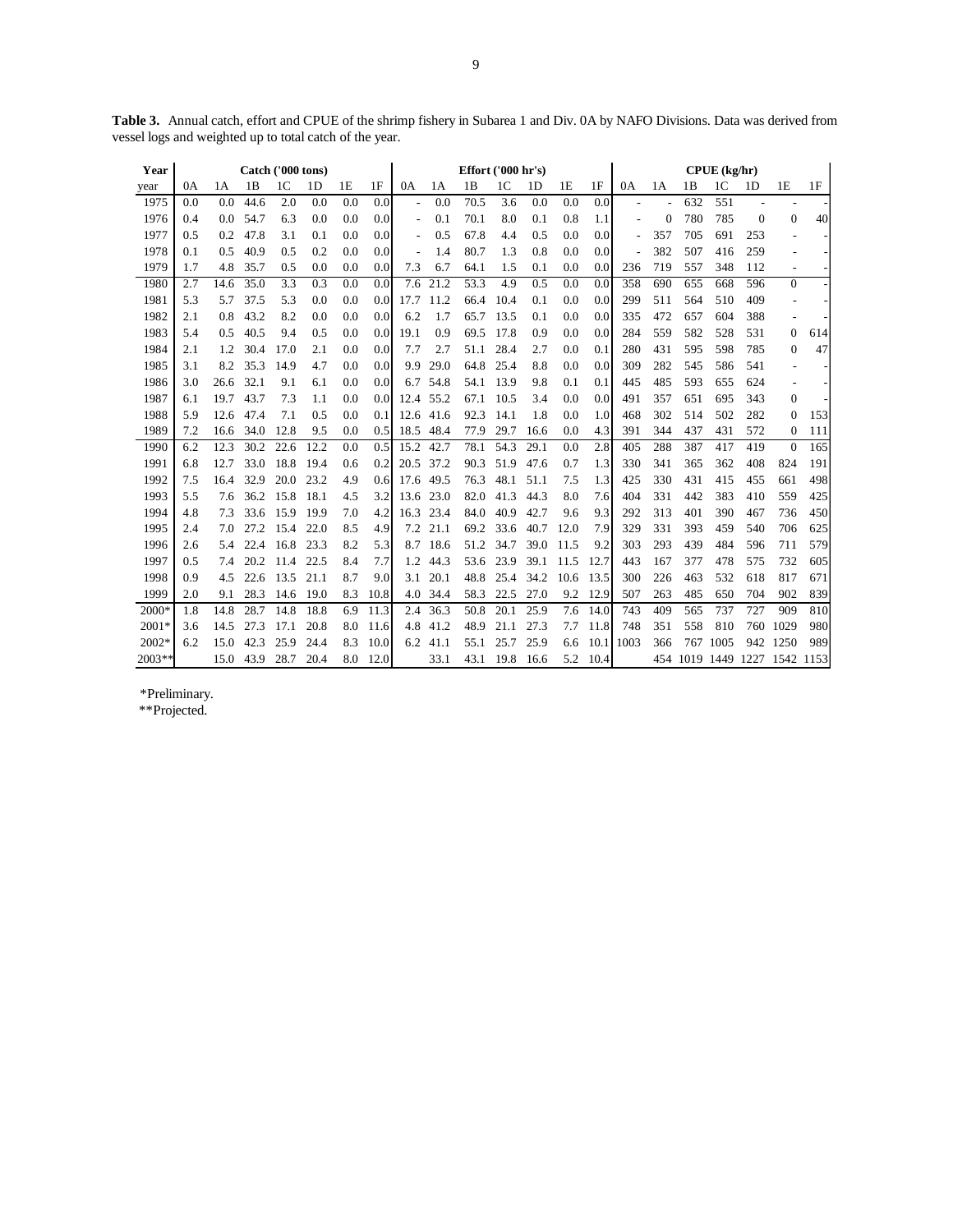**Table 3.** Annual catch, effort and CPUE of the shrimp fishery in Subarea 1 and Div. 0A by NAFO Divisions. Data was derived from vessel logs and weighted up to total catch of the year.

| Year | Catch ('000 tons) | | | | | | | Effort ('000 hr's) | | | | | | | CPUE (kg/hr) | | | | | | |
|---|---|---|---|---|---|---|---|---|---|---|---|---|---|---|---|---|---|---|---|---|---|
| year | 0A | 1A | 1B | 1C | 1D | 1E | 1F | 0A | 1A | 1B | 1C | 1D | 1E | 1F | 0A | 1A | 1B | 1C | 1D | 1E | 1F |
| 1975 | 0.0 | 0.0 | 44.6 | 2.0 | 0.0 | 0.0 | 0.0 | - | 0.0 | 70.5 | 3.6 | 0.0 | 0.0 | 0.0 | - | - | 632 | 551 | - | - | - |
| 1976 | 0.4 | 0.0 | 54.7 | 6.3 | 0.0 | 0.0 | 0.0 | - | 0.1 | 70.1 | 8.0 | 0.1 | 0.8 | 1.1 | - | 0 | 780 | 785 | 0 | 0 | 40 |
| 1977 | 0.5 | 0.2 | 47.8 | 3.1 | 0.1 | 0.0 | 0.0 | - | 0.5 | 67.8 | 4.4 | 0.5 | 0.0 | 0.0 | - | 357 | 705 | 691 | 253 | - | - |
| 1978 | 0.1 | 0.5 | 40.9 | 0.5 | 0.2 | 0.0 | 0.0 | - | 1.4 | 80.7 | 1.3 | 0.8 | 0.0 | 0.0 | - | 382 | 507 | 416 | 259 | - | - |
| 1979 | 1.7 | 4.8 | 35.7 | 0.5 | 0.0 | 0.0 | 0.0 | 7.3 | 6.7 | 64.1 | 1.5 | 0.1 | 0.0 | 0.0 | 236 | 719 | 557 | 348 | 112 | - | - |
| 1980 | 2.7 | 14.6 | 35.0 | 3.3 | 0.3 | 0.0 | 0.0 | 7.6 | 21.2 | 53.3 | 4.9 | 0.5 | 0.0 | 0.0 | 358 | 690 | 655 | 668 | 596 | 0 | - |
| 1981 | 5.3 | 5.7 | 37.5 | 5.3 | 0.0 | 0.0 | 0.0 | 17.7 | 11.2 | 66.4 | 10.4 | 0.1 | 0.0 | 0.0 | 299 | 511 | 564 | 510 | 409 | - | - |
| 1982 | 2.1 | 0.8 | 43.2 | 8.2 | 0.0 | 0.0 | 0.0 | 6.2 | 1.7 | 65.7 | 13.5 | 0.1 | 0.0 | 0.0 | 335 | 472 | 657 | 604 | 388 | - | - |
| 1983 | 5.4 | 0.5 | 40.5 | 9.4 | 0.5 | 0.0 | 0.0 | 19.1 | 0.9 | 69.5 | 17.8 | 0.9 | 0.0 | 0.0 | 284 | 559 | 582 | 528 | 531 | 0 | 614 |
| 1984 | 2.1 | 1.2 | 30.4 | 17.0 | 2.1 | 0.0 | 0.0 | 7.7 | 2.7 | 51.1 | 28.4 | 2.7 | 0.0 | 0.1 | 280 | 431 | 595 | 598 | 785 | 0 | 47 |
| 1985 | 3.1 | 8.2 | 35.3 | 14.9 | 4.7 | 0.0 | 0.0 | 9.9 | 29.0 | 64.8 | 25.4 | 8.8 | 0.0 | 0.0 | 309 | 282 | 545 | 586 | 541 | - | - |
| 1986 | 3.0 | 26.6 | 32.1 | 9.1 | 6.1 | 0.0 | 0.0 | 6.7 | 54.8 | 54.1 | 13.9 | 9.8 | 0.1 | 0.1 | 445 | 485 | 593 | 655 | 624 | - | - |
| 1987 | 6.1 | 19.7 | 43.7 | 7.3 | 1.1 | 0.0 | 0.0 | 12.4 | 55.2 | 67.1 | 10.5 | 3.4 | 0.0 | 0.0 | 491 | 357 | 651 | 695 | 343 | 0 | - |
| 1988 | 5.9 | 12.6 | 47.4 | 7.1 | 0.5 | 0.0 | 0.1 | 12.6 | 41.6 | 92.3 | 14.1 | 1.8 | 0.0 | 1.0 | 468 | 302 | 514 | 502 | 282 | 0 | 153 |
| 1989 | 7.2 | 16.6 | 34.0 | 12.8 | 9.5 | 0.0 | 0.5 | 18.5 | 48.4 | 77.9 | 29.7 | 16.6 | 0.0 | 4.3 | 391 | 344 | 437 | 431 | 572 | 0 | 111 |
| 1990 | 6.2 | 12.3 | 30.2 | 22.6 | 12.2 | 0.0 | 0.5 | 15.2 | 42.7 | 78.1 | 54.3 | 29.1 | 0.0 | 2.8 | 405 | 288 | 387 | 417 | 419 | 0 | 165 |
| 1991 | 6.8 | 12.7 | 33.0 | 18.8 | 19.4 | 0.6 | 0.2 | 20.5 | 37.2 | 90.3 | 51.9 | 47.6 | 0.7 | 1.3 | 330 | 341 | 365 | 362 | 408 | 824 | 191 |
| 1992 | 7.5 | 16.4 | 32.9 | 20.0 | 23.2 | 4.9 | 0.6 | 17.6 | 49.5 | 76.3 | 48.1 | 51.1 | 7.5 | 1.3 | 425 | 330 | 431 | 415 | 455 | 661 | 498 |
| 1993 | 5.5 | 7.6 | 36.2 | 15.8 | 18.1 | 4.5 | 3.2 | 13.6 | 23.0 | 82.0 | 41.3 | 44.3 | 8.0 | 7.6 | 404 | 331 | 442 | 383 | 410 | 559 | 425 |
| 1994 | 4.8 | 7.3 | 33.6 | 15.9 | 19.9 | 7.0 | 4.2 | 16.3 | 23.4 | 84.0 | 40.9 | 42.7 | 9.6 | 9.3 | 292 | 313 | 401 | 390 | 467 | 736 | 450 |
| 1995 | 2.4 | 7.0 | 27.2 | 15.4 | 22.0 | 8.5 | 4.9 | 7.2 | 21.1 | 69.2 | 33.6 | 40.7 | 12.0 | 7.9 | 329 | 331 | 393 | 459 | 540 | 706 | 625 |
| 1996 | 2.6 | 5.4 | 22.4 | 16.8 | 23.3 | 8.2 | 5.3 | 8.7 | 18.6 | 51.2 | 34.7 | 39.0 | 11.5 | 9.2 | 303 | 293 | 439 | 484 | 596 | 711 | 579 |
| 1997 | 0.5 | 7.4 | 20.2 | 11.4 | 22.5 | 8.4 | 7.7 | 1.2 | 44.3 | 53.6 | 23.9 | 39.1 | 11.5 | 12.7 | 443 | 167 | 377 | 478 | 575 | 732 | 605 |
| 1998 | 0.9 | 4.5 | 22.6 | 13.5 | 21.1 | 8.7 | 9.0 | 3.1 | 20.1 | 48.8 | 25.4 | 34.2 | 10.6 | 13.5 | 300 | 226 | 463 | 532 | 618 | 817 | 671 |
| 1999 | 2.0 | 9.1 | 28.3 | 14.6 | 19.0 | 8.3 | 10.8 | 4.0 | 34.4 | 58.3 | 22.5 | 27.0 | 9.2 | 12.9 | 507 | 263 | 485 | 650 | 704 | 902 | 839 |
| 2000* | 1.8 | 14.8 | 28.7 | 14.8 | 18.8 | 6.9 | 11.3 | 2.4 | 36.3 | 50.8 | 20.1 | 25.9 | 7.6 | 14.0 | 743 | 409 | 565 | 737 | 727 | 909 | 810 |
| 2001* | 3.6 | 14.5 | 27.3 | 17.1 | 20.8 | 8.0 | 11.6 | 4.8 | 41.2 | 48.9 | 21.1 | 27.3 | 7.7 | 11.8 | 748 | 351 | 558 | 810 | 760 | 1029 | 980 |
| 2002* | 6.2 | 15.0 | 42.3 | 25.9 | 24.4 | 8.3 | 10.0 | 6.2 | 41.1 | 55.1 | 25.7 | 25.9 | 6.6 | 10.1 | 1003 | 366 | 767 | 1005 | 942 | 1250 | 989 |
| 2003** | | 15.0 | 43.9 | 28.7 | 20.4 | 8.0 | 12.0 | | 33.1 | 43.1 | 19.8 | 16.6 | 5.2 | 10.4 | | 454 | 1019 | 1449 | 1227 | 1542 | 1153 |

*Preliminary.

**Projected.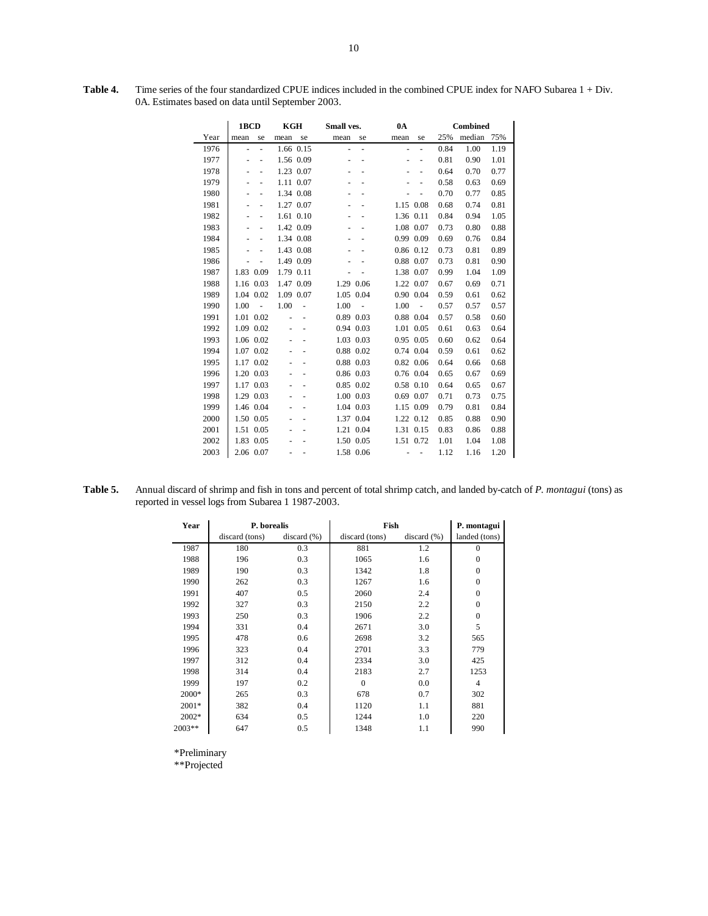**Table 4.** Time series of the four standardized CPUE indices included in the combined CPUE index for NAFO Subarea 1 + Div. 0A. Estimates based on data until September 2003.

| | 1BCD | | KGH | | Small ves. | | 0A | | Combined | | |
|---|---|---|---|---|---|---|---|---|---|---|---|
| Year | mean | se | mean | se | mean | se | mean | se | 25% | median | 75% |
| 1976 | - | - | 1.66 | 0.15 | - | - | - | - | 0.84 | 1.00 | 1.19 |
| 1977 | - | - | 1.56 | 0.09 | - | - | - | - | 0.81 | 0.90 | 1.01 |
| 1978 | - | - | 1.23 | 0.07 | - | - | - | - | 0.64 | 0.70 | 0.77 |
| 1979 | - | - | 1.11 | 0.07 | - | - | - | - | 0.58 | 0.63 | 0.69 |
| 1980 | - | - | 1.34 | 0.08 | - | - | - | - | 0.70 | 0.77 | 0.85 |
| 1981 | - | - | 1.27 | 0.07 | - | - | 1.15 | 0.08 | 0.68 | 0.74 | 0.81 |
| 1982 | - | - | 1.61 | 0.10 | - | - | 1.36 | 0.11 | 0.84 | 0.94 | 1.05 |
| 1983 | - | - | 1.42 | 0.09 | - | - | 1.08 | 0.07 | 0.73 | 0.80 | 0.88 |
| 1984 | - | - | 1.34 | 0.08 | - | - | 0.99 | 0.09 | 0.69 | 0.76 | 0.84 |
| 1985 | - | - | 1.43 | 0.08 | - | - | 0.86 | 0.12 | 0.73 | 0.81 | 0.89 |
| 1986 | - | - | 1.49 | 0.09 | - | - | 0.88 | 0.07 | 0.73 | 0.81 | 0.90 |
| 1987 | 1.83 | 0.09 | 1.79 | 0.11 | - | - | 1.38 | 0.07 | 0.99 | 1.04 | 1.09 |
| 1988 | 1.16 | 0.03 | 1.47 | 0.09 | 1.29 | 0.06 | 1.22 | 0.07 | 0.67 | 0.69 | 0.71 |
| 1989 | 1.04 | 0.02 | 1.09 | 0.07 | 1.05 | 0.04 | 0.90 | 0.04 | 0.59 | 0.61 | 0.62 |
| 1990 | 1.00 | - | 1.00 | - | 1.00 | - | 1.00 | - | 0.57 | 0.57 | 0.57 |
| 1991 | 1.01 | 0.02 | - | - | 0.89 | 0.03 | 0.88 | 0.04 | 0.57 | 0.58 | 0.60 |
| 1992 | 1.09 | 0.02 | - | - | 0.94 | 0.03 | 1.01 | 0.05 | 0.61 | 0.63 | 0.64 |
| 1993 | 1.06 | 0.02 | - | - | 1.03 | 0.03 | 0.95 | 0.05 | 0.60 | 0.62 | 0.64 |
| 1994 | 1.07 | 0.02 | - | - | 0.88 | 0.02 | 0.74 | 0.04 | 0.59 | 0.61 | 0.62 |
| 1995 | 1.17 | 0.02 | - | - | 0.88 | 0.03 | 0.82 | 0.06 | 0.64 | 0.66 | 0.68 |
| 1996 | 1.20 | 0.03 | - | - | 0.86 | 0.03 | 0.76 | 0.04 | 0.65 | 0.67 | 0.69 |
| 1997 | 1.17 | 0.03 | - | - | 0.85 | 0.02 | 0.58 | 0.10 | 0.64 | 0.65 | 0.67 |
| 1998 | 1.29 | 0.03 | - | - | 1.00 | 0.03 | 0.69 | 0.07 | 0.71 | 0.73 | 0.75 |
| 1999 | 1.46 | 0.04 | - | - | 1.04 | 0.03 | 1.15 | 0.09 | 0.79 | 0.81 | 0.84 |
| 2000 | 1.50 | 0.05 | - | - | 1.37 | 0.04 | 1.22 | 0.12 | 0.85 | 0.88 | 0.90 |
| 2001 | 1.51 | 0.05 | - | - | 1.21 | 0.04 | 1.31 | 0.15 | 0.83 | 0.86 | 0.88 |
| 2002 | 1.83 | 0.05 | - | - | 1.50 | 0.05 | 1.51 | 0.72 | 1.01 | 1.04 | 1.08 |
| 2003 | 2.06 | 0.07 | - | - | 1.58 | 0.06 | - | - | 1.12 | 1.16 | 1.20 |

**Table 5.** Annual discard of shrimp and fish in tons and percent of total shrimp catch, and landed by-catch of *P. montagui* (tons) as reported in vessel logs from Subarea 1 1987-2003.

| Year | P. borealis | | Fish | | P. montagui |
|---|---|---|---|---|---|
| | discard (tons) | discard (%) | discard (tons) | discard (%) | landed (tons) |
| 1987 | 180 | 0.3 | 881 | 1.2 | 0 |
| 1988 | 196 | 0.3 | 1065 | 1.6 | 0 |
| 1989 | 190 | 0.3 | 1342 | 1.8 | 0 |
| 1990 | 262 | 0.3 | 1267 | 1.6 | 0 |
| 1991 | 407 | 0.5 | 2060 | 2.4 | 0 |
| 1992 | 327 | 0.3 | 2150 | 2.2 | 0 |
| 1993 | 250 | 0.3 | 1906 | 2.2 | 0 |
| 1994 | 331 | 0.4 | 2671 | 3.0 | 5 |
| 1995 | 478 | 0.6 | 2698 | 3.2 | 565 |
| 1996 | 323 | 0.4 | 2701 | 3.3 | 779 |
| 1997 | 312 | 0.4 | 2334 | 3.0 | 425 |
| 1998 | 314 | 0.4 | 2183 | 2.7 | 1253 |
| 1999 | 197 | 0.2 | 0 | 0.0 | 4 |
| 2000* | 265 | 0.3 | 678 | 0.7 | 302 |
| 2001* | 382 | 0.4 | 1120 | 1.1 | 881 |
| 2002* | 634 | 0.5 | 1244 | 1.0 | 220 |
| 2003** | 647 | 0.5 | 1348 | 1.1 | 990 |

*Preliminary
**Projected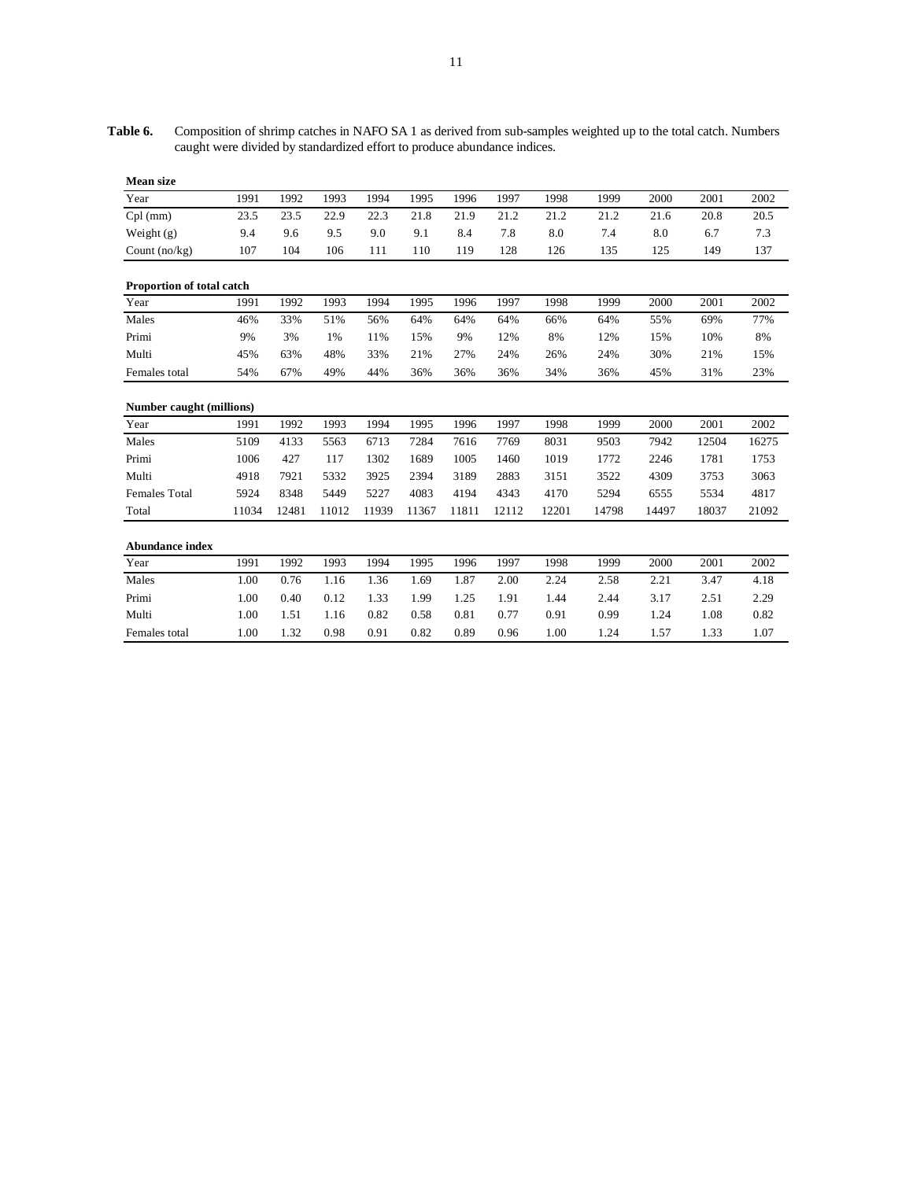**Table 6.** Composition of shrimp catches in NAFO SA 1 as derived from sub-samples weighted up to the total catch. Numbers caught were divided by standardized effort to produce abundance indices.

**Mean size**

| Year | 1991 | 1992 | 1993 | 1994 | 1995 | 1996 | 1997 | 1998 | 1999 | 2000 | 2001 | 2002 |
|---|---|---|---|---|---|---|---|---|---|---|---|---|
| Cpl (mm) | 23.5 | 23.5 | 22.9 | 22.3 | 21.8 | 21.9 | 21.2 | 21.2 | 21.2 | 21.6 | 20.8 | 20.5 |
| Weight (g) | 9.4 | 9.6 | 9.5 | 9.0 | 9.1 | 8.4 | 7.8 | 8.0 | 7.4 | 8.0 | 6.7 | 7.3 |
| Count (no/kg) | 107 | 104 | 106 | 111 | 110 | 119 | 128 | 126 | 135 | 125 | 149 | 137 |

**Proportion of total catch**

| Year | 1991 | 1992 | 1993 | 1994 | 1995 | 1996 | 1997 | 1998 | 1999 | 2000 | 2001 | 2002 |
|---|---|---|---|---|---|---|---|---|---|---|---|---|
| Males | 46% | 33% | 51% | 56% | 64% | 64% | 64% | 66% | 64% | 55% | 69% | 77% |
| Primi | 9% | 3% | 1% | 11% | 15% | 9% | 12% | 8% | 12% | 15% | 10% | 8% |
| Multi | 45% | 63% | 48% | 33% | 21% | 27% | 24% | 26% | 24% | 30% | 21% | 15% |
| Females total | 54% | 67% | 49% | 44% | 36% | 36% | 36% | 34% | 36% | 45% | 31% | 23% |

**Number caught (millions)**

| Year | 1991 | 1992 | 1993 | 1994 | 1995 | 1996 | 1997 | 1998 | 1999 | 2000 | 2001 | 2002 |
|---|---|---|---|---|---|---|---|---|---|---|---|---|
| Males | 5109 | 4133 | 5563 | 6713 | 7284 | 7616 | 7769 | 8031 | 9503 | 7942 | 12504 | 16275 |
| Primi | 1006 | 427 | 117 | 1302 | 1689 | 1005 | 1460 | 1019 | 1772 | 2246 | 1781 | 1753 |
| Multi | 4918 | 7921 | 5332 | 3925 | 2394 | 3189 | 2883 | 3151 | 3522 | 4309 | 3753 | 3063 |
| Females Total | 5924 | 8348 | 5449 | 5227 | 4083 | 4194 | 4343 | 4170 | 5294 | 6555 | 5534 | 4817 |
| Total | 11034 | 12481 | 11012 | 11939 | 11367 | 11811 | 12112 | 12201 | 14798 | 14497 | 18037 | 21092 |

**Abundance index**

| Year | 1991 | 1992 | 1993 | 1994 | 1995 | 1996 | 1997 | 1998 | 1999 | 2000 | 2001 | 2002 |
|---|---|---|---|---|---|---|---|---|---|---|---|---|
| Males | 1.00 | 0.76 | 1.16 | 1.36 | 1.69 | 1.87 | 2.00 | 2.24 | 2.58 | 2.21 | 3.47 | 4.18 |
| Primi | 1.00 | 0.40 | 0.12 | 1.33 | 1.99 | 1.25 | 1.91 | 1.44 | 2.44 | 3.17 | 2.51 | 2.29 |
| Multi | 1.00 | 1.51 | 1.16 | 0.82 | 0.58 | 0.81 | 0.77 | 0.91 | 0.99 | 1.24 | 1.08 | 0.82 |
| Females total | 1.00 | 1.32 | 0.98 | 0.91 | 0.82 | 0.89 | 0.96 | 1.00 | 1.24 | 1.57 | 1.33 | 1.07 |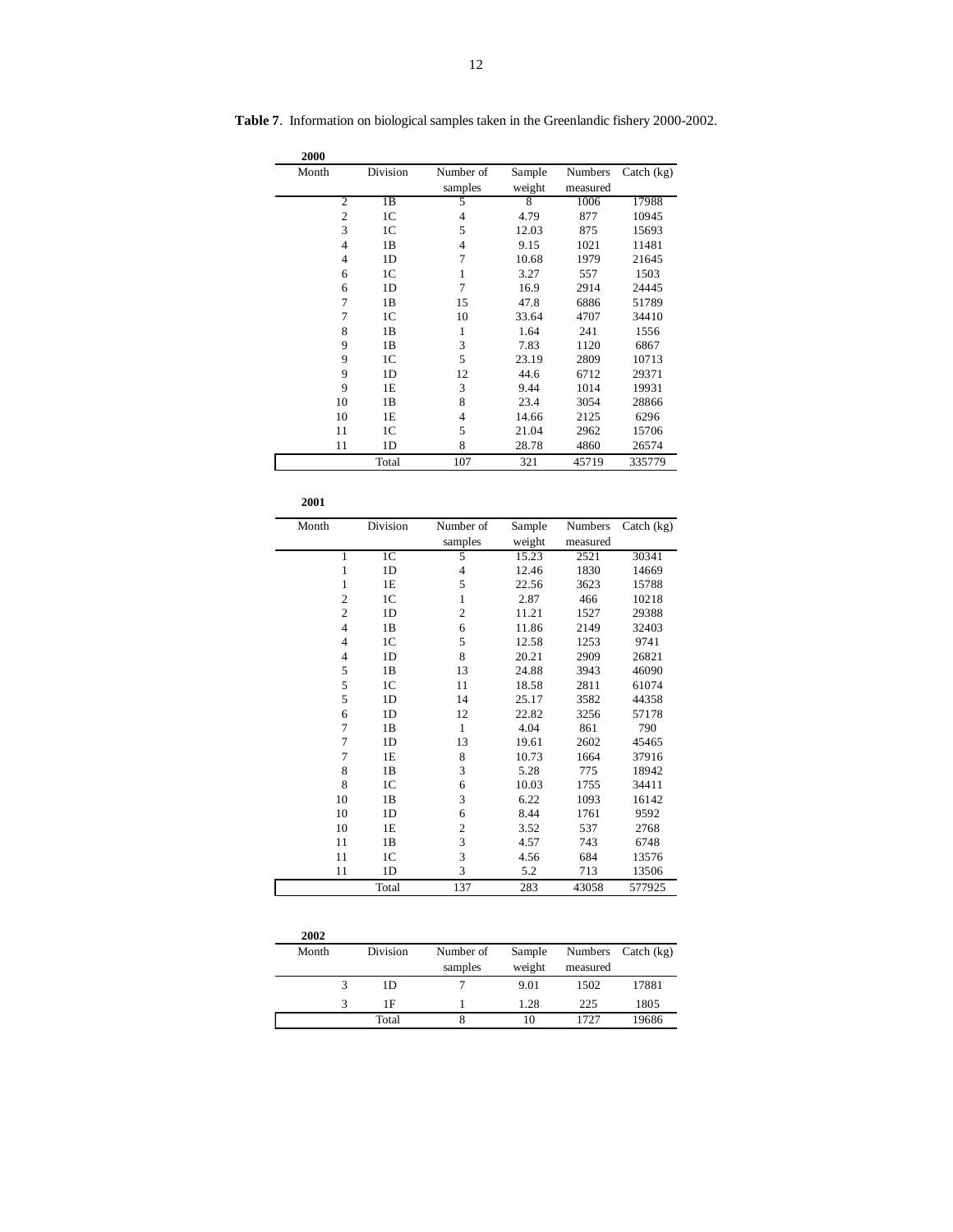**Table 7**. Information on biological samples taken in the Greenlandic fishery 2000-2002.

**2000**

| Month | Division | Number of samples | Sample weight | Numbers measured | Catch (kg) |
|---|---|---|---|---|---|
| 2 | 1B | 5 | 8 | 1006 | 17988 |
| 2 | 1C | 4 | 4.79 | 877 | 10945 |
| 3 | 1C | 5 | 12.03 | 875 | 15693 |
| 4 | 1B | 4 | 9.15 | 1021 | 11481 |
| 4 | 1D | 7 | 10.68 | 1979 | 21645 |
| 6 | 1C | 1 | 3.27 | 557 | 1503 |
| 6 | 1D | 7 | 16.9 | 2914 | 24445 |
| 7 | 1B | 15 | 47.8 | 6886 | 51789 |
| 7 | 1C | 10 | 33.64 | 4707 | 34410 |
| 8 | 1B | 1 | 1.64 | 241 | 1556 |
| 9 | 1B | 3 | 7.83 | 1120 | 6867 |
| 9 | 1C | 5 | 23.19 | 2809 | 10713 |
| 9 | 1D | 12 | 44.6 | 6712 | 29371 |
| 9 | 1E | 3 | 9.44 | 1014 | 19931 |
| 10 | 1B | 8 | 23.4 | 3054 | 28866 |
| 10 | 1E | 4 | 14.66 | 2125 | 6296 |
| 11 | 1C | 5 | 21.04 | 2962 | 15706 |
| 11 | 1D | 8 | 28.78 | 4860 | 26574 |
| | Total | 107 | 321 | 45719 | 335779 |

**2001**

| Month | Division | Number of samples | Sample weight | Numbers measured | Catch (kg) |
|---|---|---|---|---|---|
| 1 | 1C | 5 | 15.23 | 2521 | 30341 |
| 1 | 1D | 4 | 12.46 | 1830 | 14669 |
| 1 | 1E | 5 | 22.56 | 3623 | 15788 |
| 2 | 1C | 1 | 2.87 | 466 | 10218 |
| 2 | 1D | 2 | 11.21 | 1527 | 29388 |
| 4 | 1B | 6 | 11.86 | 2149 | 32403 |
| 4 | 1C | 5 | 12.58 | 1253 | 9741 |
| 4 | 1D | 8 | 20.21 | 2909 | 26821 |
| 5 | 1B | 13 | 24.88 | 3943 | 46090 |
| 5 | 1C | 11 | 18.58 | 2811 | 61074 |
| 5 | 1D | 14 | 25.17 | 3582 | 44358 |
| 6 | 1D | 12 | 22.82 | 3256 | 57178 |
| 7 | 1B | 1 | 4.04 | 861 | 790 |
| 7 | 1D | 13 | 19.61 | 2602 | 45465 |
| 7 | 1E | 8 | 10.73 | 1664 | 37916 |
| 8 | 1B | 3 | 5.28 | 775 | 18942 |
| 8 | 1C | 6 | 10.03 | 1755 | 34411 |
| 10 | 1B | 3 | 6.22 | 1093 | 16142 |
| 10 | 1D | 6 | 8.44 | 1761 | 9592 |
| 10 | 1E | 2 | 3.52 | 537 | 2768 |
| 11 | 1B | 3 | 4.57 | 743 | 6748 |
| 11 | 1C | 3 | 4.56 | 684 | 13576 |
| 11 | 1D | 3 | 5.2 | 713 | 13506 |
| | Total | 137 | 283 | 43058 | 577925 |

**2002**

| Month | Division | Number of samples | Sample weight | Numbers measured | Catch (kg) |
|---|---|---|---|---|---|
| 3 | 1D | 7 | 9.01 | 1502 | 17881 |
| 3 | 1F | 1 | 1.28 | 225 | 1805 |
| | Total | 8 | 10 | 1727 | 19686 |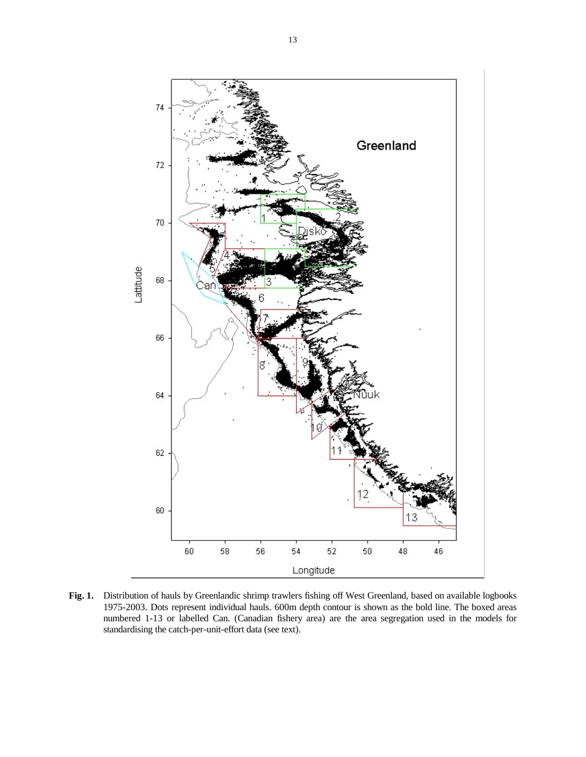74

72

70

68

66

64

62

60

60 58 56 54 52 50 48 46

Lattitude

Longitude

Greenland

Disko

Nuuk

Can

1 2 3 4 5 6 7 8 9 10 11 12 13

**Fig. 1.** Distribution of hauls by Greenlandic shrimp trawlers fishing off West Greenland, based on available logbooks 1975-2003. Dots represent individual hauls. 600m depth contour is shown as the bold line. The boxed areas numbered 1-13 or labelled Can. (Canadian fishery area) are the area segregation used in the models for standardising the catch-per-unit-effort data (see text).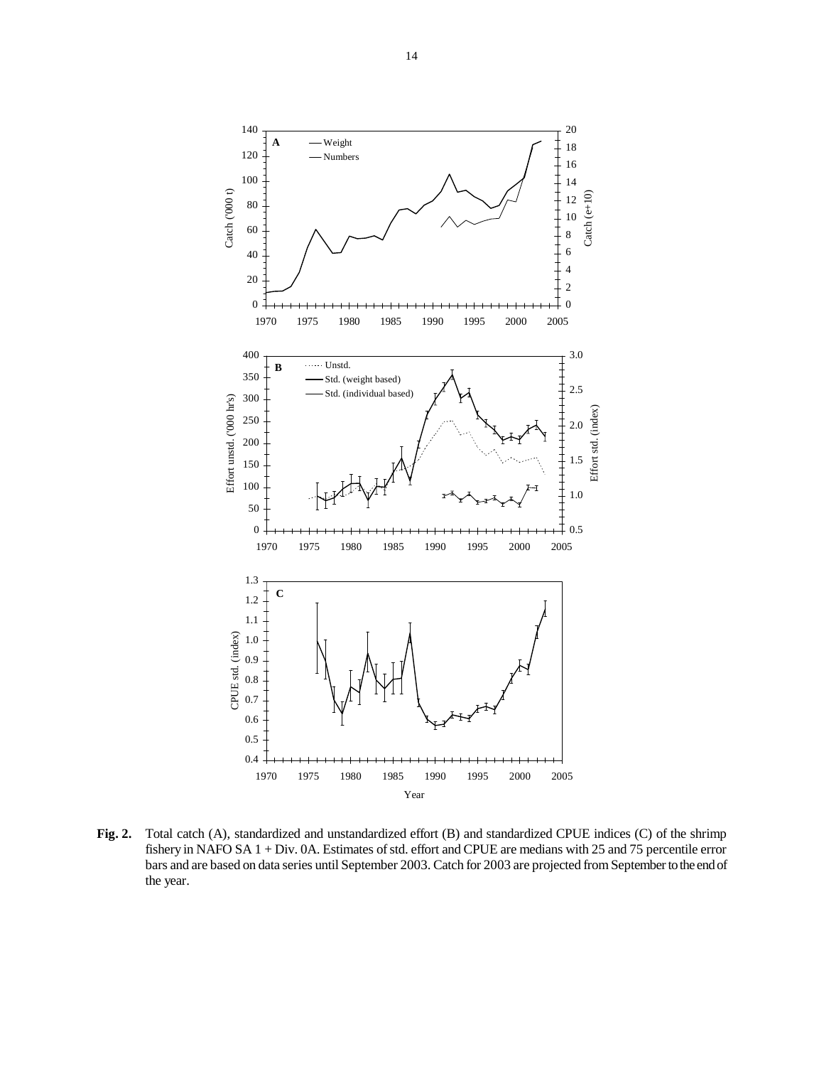A

— Weight

— Numbers

Catch ('000 t)

Catch (e+10)

0
20
40
60
80
100
120
140

0
2
4
6
8
10
12
14
16
18
20

1970 1975 1980 1985 1990 1995 2000 2005

B

Unstd.

Std. (weight based)

Std. (individual based)

Effort unstd. ('000 hr's)

Effort std. (index)

0
50
100
150
200
250
300
350
400

0.5
1.0
1.5
2.0
2.5
3.0

1970 1975 1980 1985 1990 1995 2000 2005

C

CPUE std. (index)

0.4
0.5
0.6
0.7
0.8
0.9
1.0
1.1
1.2
1.3

1970 1975 1980 1985 1990 1995 2000 2005

Year

**Fig. 2.** Total catch (A), standardized and unstandardized effort (B) and standardized CPUE indices (C) of the shrimp fishery in NAFO SA 1 + Div. 0A. Estimates of std. effort and CPUE are medians with 25 and 75 percentile error bars and are based on data series until September 2003. Catch for 2003 are projected from September to the end of the year.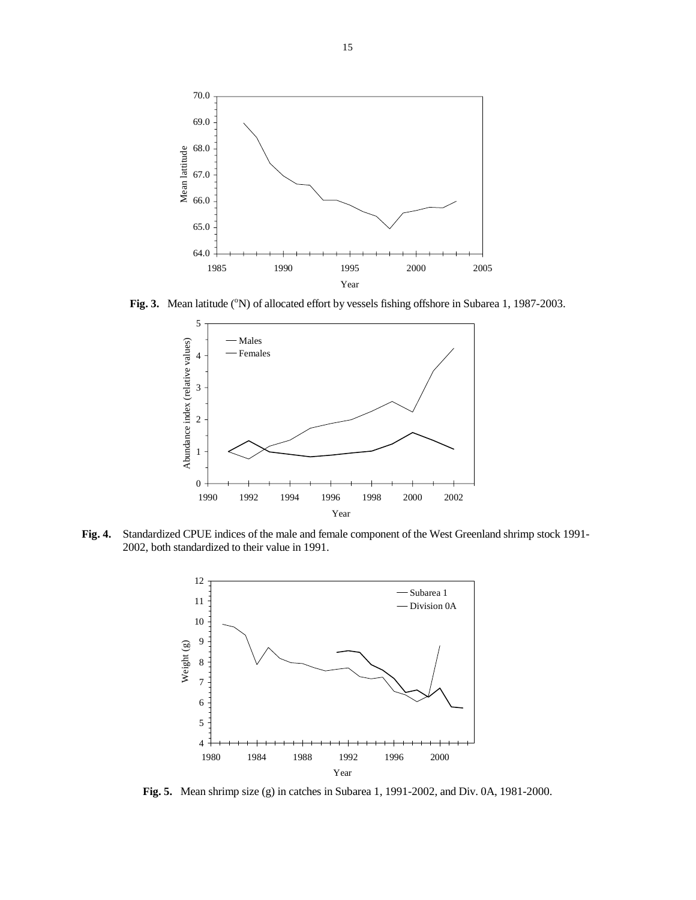70.0
69.0
68.0
67.0
66.0
65.0
64.0
Mean lattitude
1985
1990
1995
2000
2005
Year

**Fig. 3.** Mean latitude (°N) of allocated effort by vessels fishing offshore in Subarea 1, 1987-2003.

5
4
3
2
1
0
Abundance index (relative values)
Males
Females
1990
1992
1994
1996
1998
2000
2002
Year

**Fig. 4.** Standardized CPUE indices of the male and female component of the West Greenland shrimp stock 1991-2002, both standardized to their value in 1991.

12
11
10
9
8
7
6
5
4
Weight (g)
Subarea 1
Division 0A
1980
1984
1988
1992
1996
2000
Year

**Fig. 5.** Mean shrimp size (g) in catches in Subarea 1, 1991-2002, and Div. 0A, 1981-2000.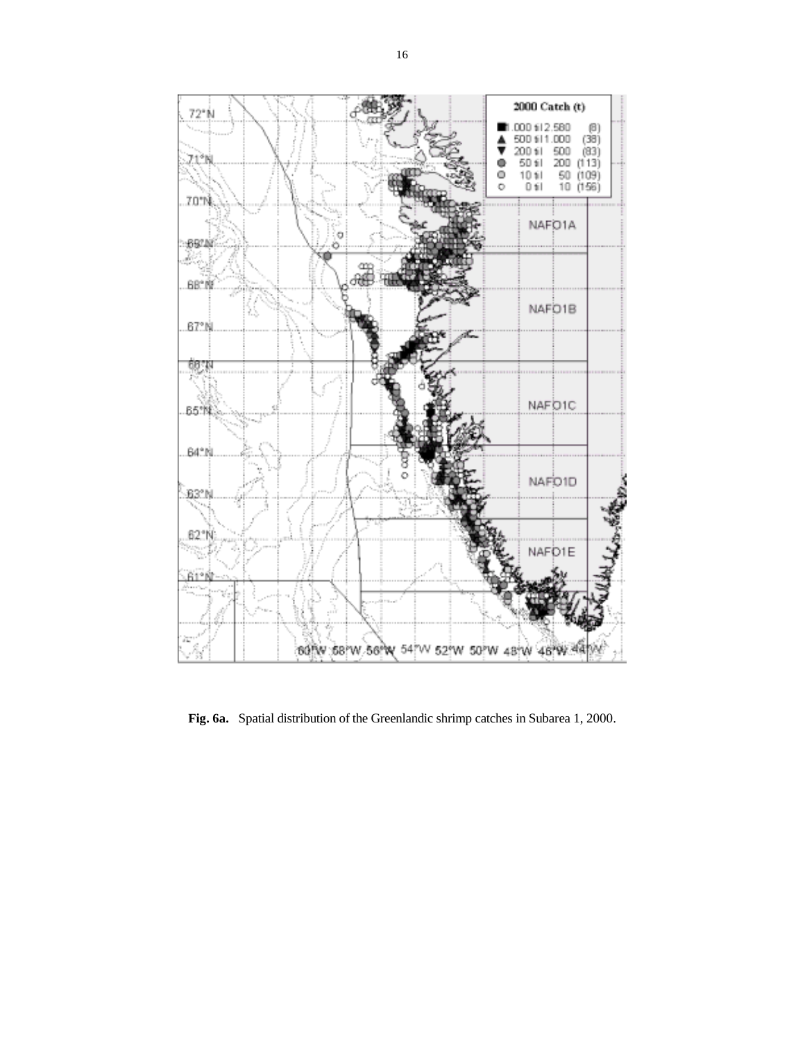2000 Catch (t)

1.000 ≤ t 2.580 (8)
500 ≤ t 1.000 (38)
200 ≤ t 500 (83)
50 ≤ t 200 (113)
10 ≤ t 50 (109)
0 ≤ t 10 (156)

72°N
71°N
70°N
69°N
68°N
67°N
66°N
65°N
64°N
63°N
62°N
61°N

NAFO1A
NAFO1B
NAFO1C
NAFO1D
NAFO1E

60°W 58°W 56°W 54°W 52°W 50°W 48°W 46°W 44°W

**Fig. 6a.** Spatial distribution of the Greenlandic shrimp catches in Subarea 1, 2000.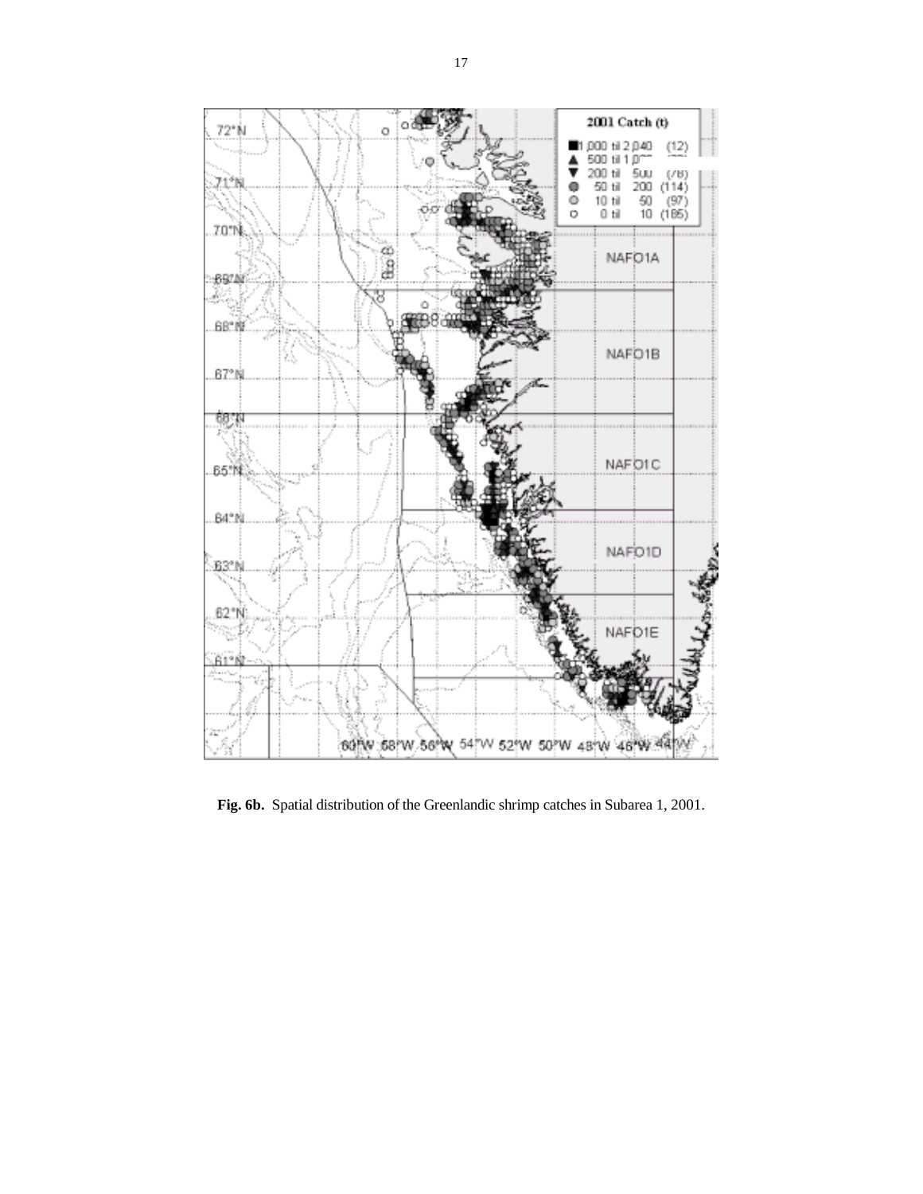2001 Catch (t)

1,000 til 2,040 (12)

500 til 1,0__

200 til 500 (78)

50 til 200 (114)

10 til 50 (97)

0 til 10 (185)

NAFO1A

NAFO1B

NAFO1C

NAFO1D

NAFO1E

72°N

71°N

70°N

69°N

68°N

67°N

66°N

65°N

64°N

63°N

62°N

61°N

60°W 58°W 56°W 54°W 52°W 50°W 48°W 46°W 44°W

**Fig. 6b.** Spatial distribution of the Greenlandic shrimp catches in Subarea 1, 2001.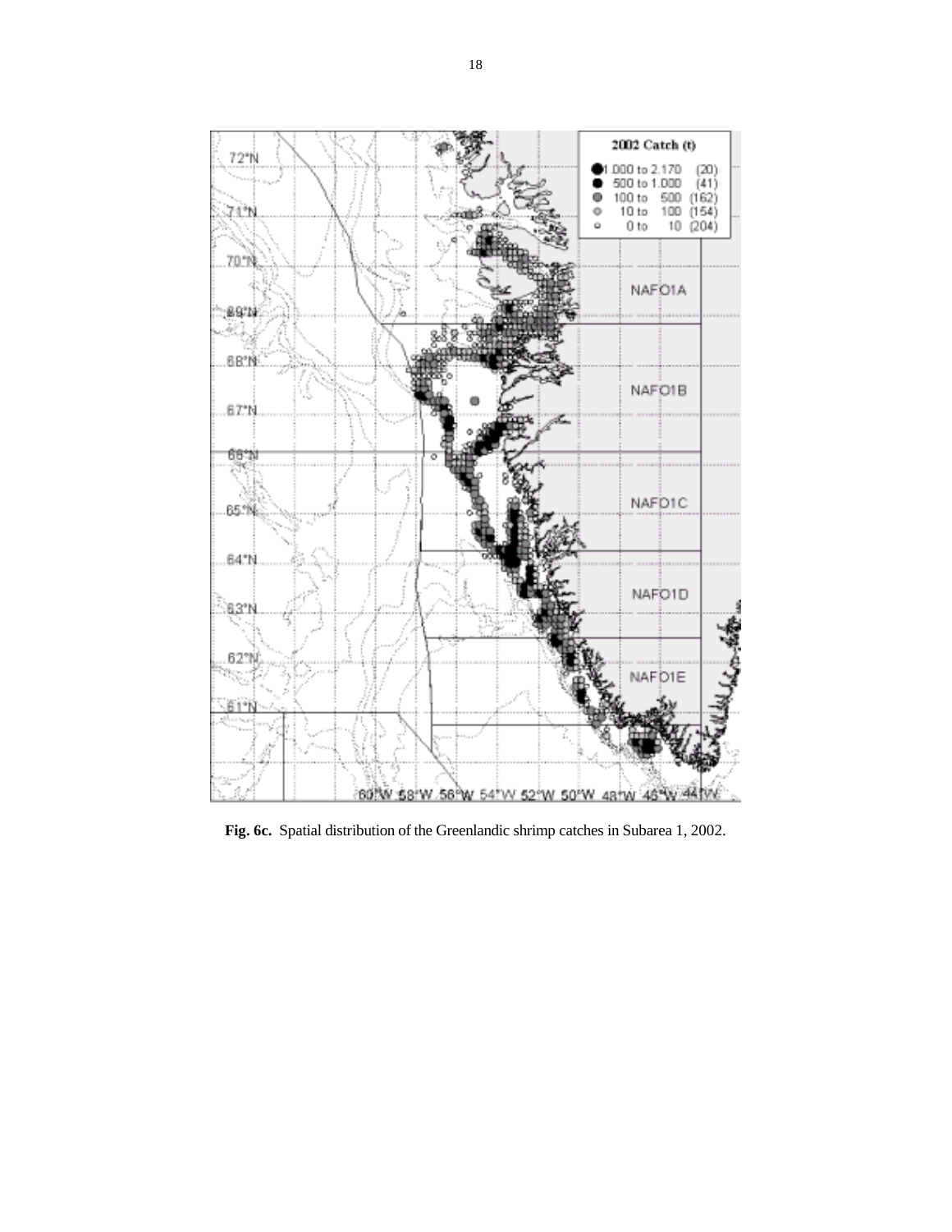2002 Catch (t)

1.000 to 2.170 (20)
500 to 1.000 (41)
100 to 500 (162)
10 to 100 (154)
0 to 10 (204)

72°N
71°N
70°N
69°N
68°N
67°N
66°N
65°N
64°N
63°N
62°N
61°N

NAFO1A
NAFO1B
NAFO1C
NAFO1D
NAFO1E

60°W 58°W 56°W 54°W 52°W 50°W 48°W 46°W 44°W

**Fig. 6c.** Spatial distribution of the Greenlandic shrimp catches in Subarea 1, 2002.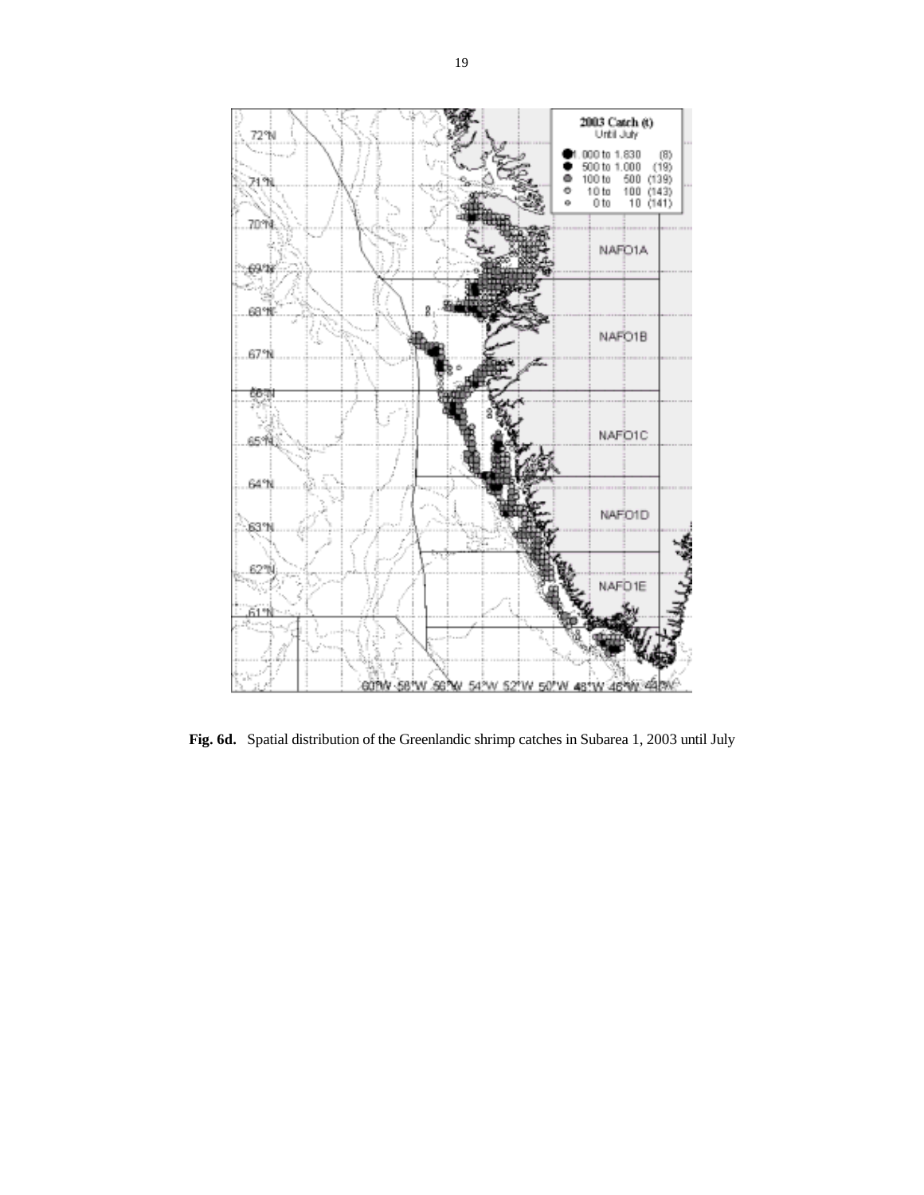2003 Catch (t)
Until July

1 000 to 1.830 (8)
500 to 1.000 (19)
100 to 500 (139)
10 to 100 (143)
0 to 10 (141)

72°N
71°N
70°N
69°N
68°N
67°N
66°N
65°N
64°N
63°N
62°N
61°N

NAFO1A
NAFO1B
NAFO1C
NAFO1D
NAFO1E

60°W 58°W 56°W 54°W 52°W 50°W 48°W 46°W 44°W

**Fig. 6d.** Spatial distribution of the Greenlandic shrimp catches in Subarea 1, 2003 until July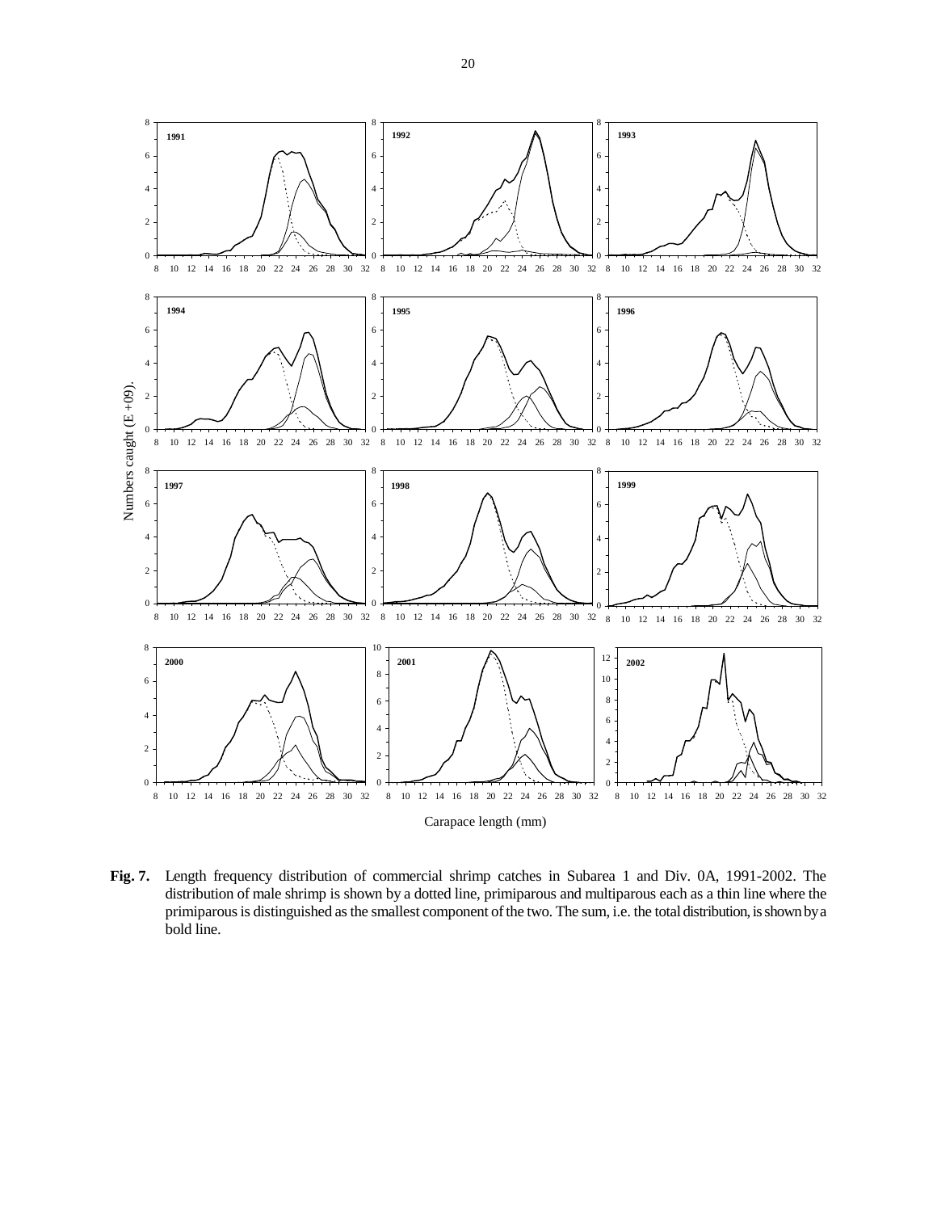**Fig. 7.** Length frequency distribution of commercial shrimp catches in Subarea 1 and Div. 0A, 1991-2002. The distribution of male shrimp is shown by a dotted line, primiparous and multiparous each as a thin line where the primiparous is distinguished as the smallest component of the two. The sum, i.e. the total distribution, is shown by a bold line.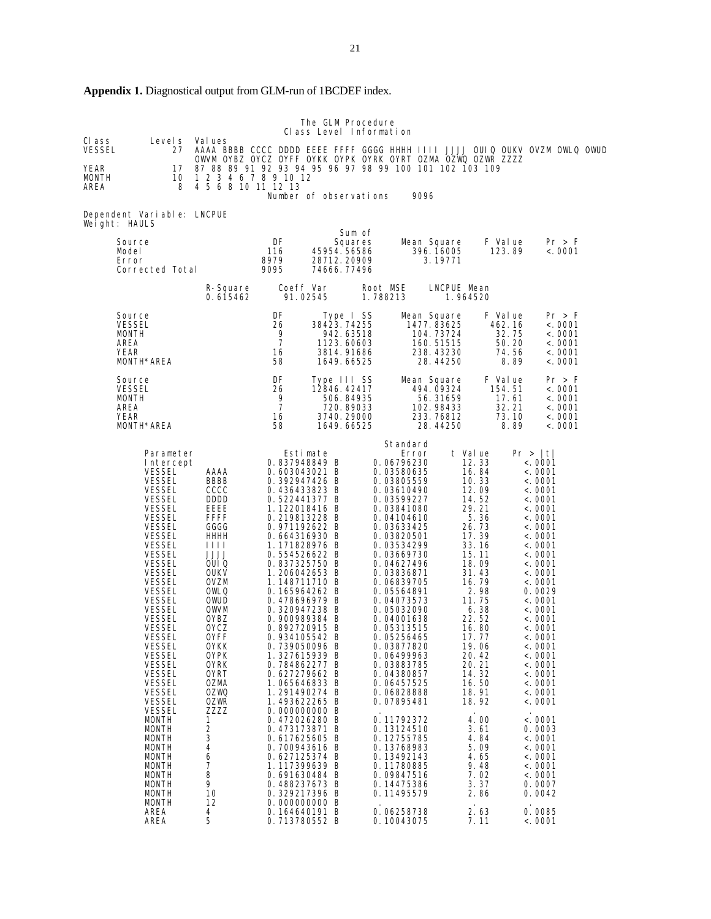**Appendix 1.** Diagnostical output from GLM-run of 1BCDEF index.

```
                                   The GLM Procedure
                                Class Level Information
Class        Levels   Values
VESSEL           27   AAAA BBBB CCCC DDDD EEEE FFFF GGGG HHHH IIII JJJJ OUIQ OUKV OVZM OWLQ OWUD
                      OWVM OYBZ OYCZ OYFF OYKK OYPK OYRK OYRT OZMA OZWQ OZWR ZZZZ
YEAR             17   87 88 89 91 92 93 94 95 96 97 98 99 100 101 102 103 109
MONTH            10   1 2 3 4 6 7 8 9 10 12
AREA              8   4 5 6 8 10 11 12 13
                               Number of observations     9096

Dependent Variable: LNCPUE
Weight: HAULS
                                              Sum of
      Source                      DF         Squares       Mean Square    F Value    Pr > F
      Model                      116     45954.56586        396.16005     123.89     <.0001
      Error                     8979     28712.20909          3.19771
      Corrected Total           9095     74666.77496

                     R-Square     Coeff Var      Root MSE    LNCPUE Mean
                     0.615462      91.02545      1.788213       1.964520

      Source                      DF       Type I SS       Mean Square    F Value    Pr > F
      VESSEL                      26     38423.74255       1477.83625     462.16     <.0001
      MONTH                        9       942.63518        104.73724      32.75     <.0001
      AREA                         7      1123.60603        160.51515      50.20     <.0001
      YEAR                        16      3814.91686        238.43230      74.56     <.0001
      MONTH*AREA                  58      1649.66525         28.44250       8.89     <.0001

      Source                      DF     Type III SS       Mean Square    F Value    Pr > F
      VESSEL                      26     12846.42417        494.09324     154.51     <.0001
      MONTH                        9       506.84935         56.31659      17.61     <.0001
      AREA                         7       720.89033        102.98433      32.21     <.0001
      YEAR                        16      3740.29000        233.76812      73.10     <.0001
      MONTH*AREA                  58      1649.66525         28.44250       8.89     <.0001

                                                       Standard
         Parameter                  Estimate             Error    t Value    Pr > |t|
         Intercept              0.837948849 B       0.06796230      12.33      <.0001
         VESSEL      AAAA       0.603043021 B       0.03580635      16.84      <.0001
         VESSEL      BBBB       0.392947426 B       0.03805559      10.33      <.0001
         VESSEL      CCCC       0.436433823 B       0.03610490      12.09      <.0001
         VESSEL      DDDD       0.522441377 B       0.03599227      14.52      <.0001
         VESSEL      EEEE       1.122018416 B       0.03841080      29.21      <.0001
         VESSEL      FFFF       0.219813228 B       0.04104610       5.36      <.0001
         VESSEL      GGGG       0.971192622 B       0.03633425      26.73      <.0001
         VESSEL      HHHH       0.664316930 B       0.03820501      17.39      <.0001
         VESSEL      IIII       1.171828976 B       0.03534299      33.16      <.0001
         VESSEL      JJJJ       0.554526622 B       0.03669730      15.11      <.0001
         VESSEL      OUIQ       0.837325750 B       0.04627496      18.09      <.0001
         VESSEL      OUKV       1.206042653 B       0.03836871      31.43      <.0001
         VESSEL      OVZM       1.148711710 B       0.06839705      16.79      <.0001
         VESSEL      OWLQ       0.165964262 B       0.05564891       2.98      0.0029
         VESSEL      OWUD       0.478696979 B       0.04073573      11.75      <.0001
         VESSEL      OWVM       0.320947238 B       0.05032090       6.38      <.0001
         VESSEL      OYBZ       0.900989384 B       0.04001638      22.52      <.0001
         VESSEL      OYCZ       0.892720915 B       0.05313515      16.80      <.0001
         VESSEL      OYFF       0.934105542 B       0.05256465      17.77      <.0001
         VESSEL      OYKK       0.739050096 B       0.03877820      19.06      <.0001
         VESSEL      OYPK       1.327615939 B       0.06499963      20.42      <.0001
         VESSEL      OYRK       0.784862277 B       0.03883785      20.21      <.0001
         VESSEL      OYRT       0.627279662 B       0.04380857      14.32      <.0001
         VESSEL      OZMA       1.065646833 B       0.06457525      16.50      <.0001
         VESSEL      OZWQ       1.291490274 B       0.06828888      18.91      <.0001
         VESSEL      OZWR       1.493622265 B       0.07895481      18.92      <.0001
         VESSEL      ZZZZ       0.000000000 B        .                .          .
         MONTH       1          0.472026280 B       0.11792372       4.00      <.0001
         MONTH       2          0.473173871 B       0.13124510       3.61      0.0003
         MONTH       3          0.617625605 B       0.12755785       4.84      <.0001
         MONTH       4          0.700943616 B       0.13768983       5.09      <.0001
         MONTH       6          0.627125374 B       0.13492143       4.65      <.0001
         MONTH       7          1.117399639 B       0.11780885       9.48      <.0001
         MONTH       8          0.691630484 B       0.09847516       7.02      <.0001
         MONTH       9          0.488237673 B       0.14475386       3.37      0.0007
         MONTH       10         0.329217396 B       0.11495579       2.86      0.0042
         MONTH       12         0.000000000 B        .                .          .
         AREA        4          0.164640191 B       0.06258738       2.63      0.0085
         AREA        5          0.713780552 B       0.10043075       7.11      <.0001
```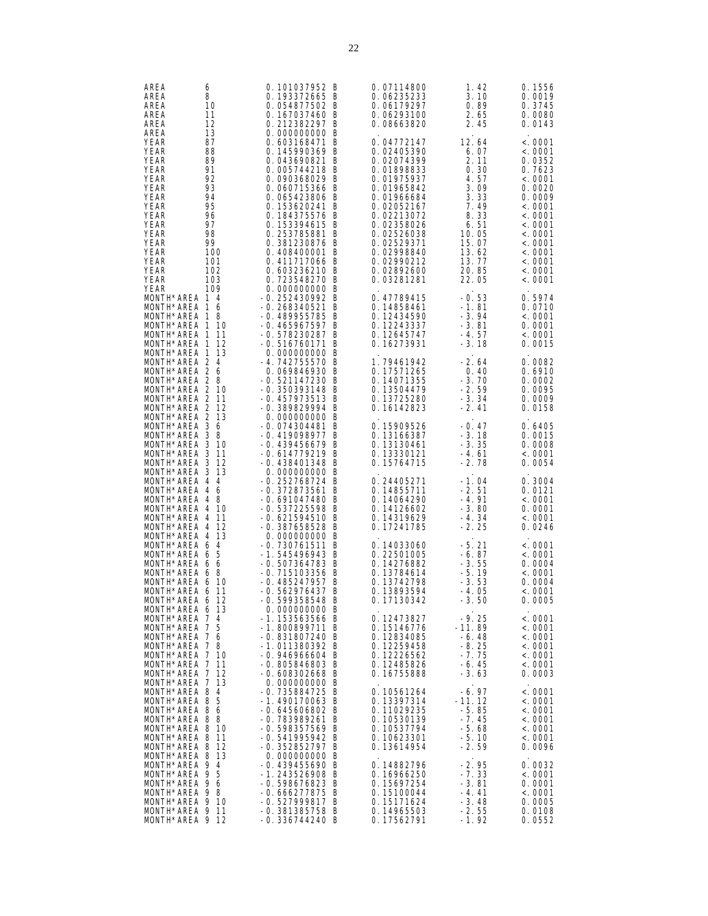| | | | | | | |
|---|---|---|---|---|---|---|
| AREA | 6 | 0.101037952 | B | 0.07114800 | 1.42 | 0.1556 |
| AREA | 8 | 0.193372665 | B | 0.06235233 | 3.10 | 0.0019 |
| AREA | 10 | 0.054877502 | B | 0.06179297 | 0.89 | 0.3745 |
| AREA | 11 | 0.167037460 | B | 0.06293100 | 2.65 | 0.0080 |
| AREA | 12 | 0.212382297 | B | 0.08663820 | 2.45 | 0.0143 |
| AREA | 13 | 0.000000000 | B | . | . | . |
| YEAR | 87 | 0.603168471 | B | 0.04772147 | 12.64 | <.0001 |
| YEAR | 88 | 0.145990369 | B | 0.02405390 | 6.07 | <.0001 |
| YEAR | 89 | 0.043690821 | B | 0.02074399 | 2.11 | 0.0352 |
| YEAR | 91 | 0.005744218 | B | 0.01898833 | 0.30 | 0.7623 |
| YEAR | 92 | 0.090368029 | B | 0.01975937 | 4.57 | <.0001 |
| YEAR | 93 | 0.060715366 | B | 0.01965842 | 3.09 | 0.0020 |
| YEAR | 94 | 0.065423806 | B | 0.01966684 | 3.33 | 0.0009 |
| YEAR | 95 | 0.153620241 | B | 0.02052167 | 7.49 | <.0001 |
| YEAR | 96 | 0.184375576 | B | 0.02213072 | 8.33 | <.0001 |
| YEAR | 97 | 0.153394615 | B | 0.02358026 | 6.51 | <.0001 |
| YEAR | 98 | 0.253785881 | B | 0.02526038 | 10.05 | <.0001 |
| YEAR | 99 | 0.381230876 | B | 0.02529371 | 15.07 | <.0001 |
| YEAR | 100 | 0.408400001 | B | 0.02998840 | 13.62 | <.0001 |
| YEAR | 101 | 0.411717066 | B | 0.02990212 | 13.77 | <.0001 |
| YEAR | 102 | 0.603236210 | B | 0.02892600 | 20.85 | <.0001 |
| YEAR | 103 | 0.723548270 | B | 0.03281281 | 22.05 | <.0001 |
| YEAR | 109 | 0.000000000 | B | . | . | . |
| MONTH*AREA | 1 4 | -0.252430992 | B | 0.47789415 | -0.53 | 0.5974 |
| MONTH*AREA | 1 6 | -0.268340521 | B | 0.14858461 | -1.81 | 0.0710 |
| MONTH*AREA | 1 8 | -0.489955785 | B | 0.12434590 | -3.94 | <.0001 |
| MONTH*AREA | 1 10 | -0.465967597 | B | 0.12243337 | -3.81 | 0.0001 |
| MONTH*AREA | 1 11 | -0.578230287 | B | 0.12645747 | -4.57 | <.0001 |
| MONTH*AREA | 1 12 | -0.516760171 | B | 0.16273931 | -3.18 | 0.0015 |
| MONTH*AREA | 1 13 | 0.000000000 | B | . | . | . |
| MONTH*AREA | 2 4 | -4.742755570 | B | 1.79461942 | -2.64 | 0.0082 |
| MONTH*AREA | 2 6 | 0.069846930 | B | 0.17571265 | 0.40 | 0.6910 |
| MONTH*AREA | 2 8 | -0.521147230 | B | 0.14071355 | -3.70 | 0.0002 |
| MONTH*AREA | 2 10 | -0.350393148 | B | 0.13504479 | -2.59 | 0.0095 |
| MONTH*AREA | 2 11 | -0.457973513 | B | 0.13725280 | -3.34 | 0.0009 |
| MONTH*AREA | 2 12 | -0.389829994 | B | 0.16142823 | -2.41 | 0.0158 |
| MONTH*AREA | 2 13 | 0.000000000 | B | . | . | . |
| MONTH*AREA | 3 6 | -0.074304481 | B | 0.15909526 | -0.47 | 0.6405 |
| MONTH*AREA | 3 8 | -0.419098977 | B | 0.13166387 | -3.18 | 0.0015 |
| MONTH*AREA | 3 10 | -0.439456679 | B | 0.13130461 | -3.35 | 0.0008 |
| MONTH*AREA | 3 11 | -0.614779219 | B | 0.13330121 | -4.61 | <.0001 |
| MONTH*AREA | 3 12 | -0.438401348 | B | 0.15764715 | -2.78 | 0.0054 |
| MONTH*AREA | 3 13 | 0.000000000 | B | . | . | . |
| MONTH*AREA | 4 4 | -0.252768724 | B | 0.24405271 | -1.04 | 0.3004 |
| MONTH*AREA | 4 6 | -0.372873561 | B | 0.14855711 | -2.51 | 0.0121 |
| MONTH*AREA | 4 8 | -0.691047480 | B | 0.14064290 | -4.91 | <.0001 |
| MONTH*AREA | 4 10 | -0.537225598 | B | 0.14126602 | -3.80 | 0.0001 |
| MONTH*AREA | 4 11 | -0.621594510 | B | 0.14319629 | -4.34 | <.0001 |
| MONTH*AREA | 4 12 | -0.387658528 | B | 0.17241785 | -2.25 | 0.0246 |
| MONTH*AREA | 4 13 | 0.000000000 | B | . | . | . |
| MONTH*AREA | 6 4 | -0.730761511 | B | 0.14033060 | -5.21 | <.0001 |
| MONTH*AREA | 6 5 | -1.545496943 | B | 0.22501005 | -6.87 | <.0001 |
| MONTH*AREA | 6 6 | -0.507364783 | B | 0.14276882 | -3.55 | 0.0004 |
| MONTH*AREA | 6 8 | -0.715103356 | B | 0.13784614 | -5.19 | <.0001 |
| MONTH*AREA | 6 10 | -0.485247957 | B | 0.13742798 | -3.53 | 0.0004 |
| MONTH*AREA | 6 11 | -0.562976437 | B | 0.13893594 | -4.05 | <.0001 |
| MONTH*AREA | 6 12 | -0.599358548 | B | 0.17130342 | -3.50 | 0.0005 |
| MONTH*AREA | 6 13 | 0.000000000 | B | . | . | . |
| MONTH*AREA | 7 4 | -1.153563566 | B | 0.12473827 | -9.25 | <.0001 |
| MONTH*AREA | 7 5 | -1.800899711 | B | 0.15146776 | -11.89 | <.0001 |
| MONTH*AREA | 7 6 | -0.831807240 | B | 0.12834085 | -6.48 | <.0001 |
| MONTH*AREA | 7 8 | -1.011380392 | B | 0.12259458 | -8.25 | <.0001 |
| MONTH*AREA | 7 10 | -0.946966604 | B | 0.12226562 | -7.75 | <.0001 |
| MONTH*AREA | 7 11 | -0.805846803 | B | 0.12485826 | -6.45 | <.0001 |
| MONTH*AREA | 7 12 | -0.608302668 | B | 0.16755888 | -3.63 | 0.0003 |
| MONTH*AREA | 7 13 | 0.000000000 | B | . | . | . |
| MONTH*AREA | 8 4 | -0.735884725 | B | 0.10561264 | -6.97 | <.0001 |
| MONTH*AREA | 8 5 | -1.490170063 | B | 0.13397314 | -11.12 | <.0001 |
| MONTH*AREA | 8 6 | -0.645606802 | B | 0.11029235 | -5.85 | <.0001 |
| MONTH*AREA | 8 8 | -0.783989261 | B | 0.10530139 | -7.45 | <.0001 |
| MONTH*AREA | 8 10 | -0.598357569 | B | 0.10537794 | -5.68 | <.0001 |
| MONTH*AREA | 8 11 | -0.541995942 | B | 0.10623301 | -5.10 | <.0001 |
| MONTH*AREA | 8 12 | -0.352852797 | B | 0.13614954 | -2.59 | 0.0096 |
| MONTH*AREA | 8 13 | 0.000000000 | B | . | . | . |
| MONTH*AREA | 9 4 | -0.439455690 | B | 0.14882796 | -2.95 | 0.0032 |
| MONTH*AREA | 9 5 | -1.243526908 | B | 0.16966250 | -7.33 | <.0001 |
| MONTH*AREA | 9 6 | -0.598676823 | B | 0.15697254 | -3.81 | 0.0001 |
| MONTH*AREA | 9 8 | -0.666277875 | B | 0.15100044 | -4.41 | <.0001 |
| MONTH*AREA | 9 10 | -0.527999817 | B | 0.15171624 | -3.48 | 0.0005 |
| MONTH*AREA | 9 11 | -0.381385758 | B | 0.14965503 | -2.55 | 0.0108 |
| MONTH*AREA | 9 12 | -0.336744240 | B | 0.17562791 | -1.92 | 0.0552 |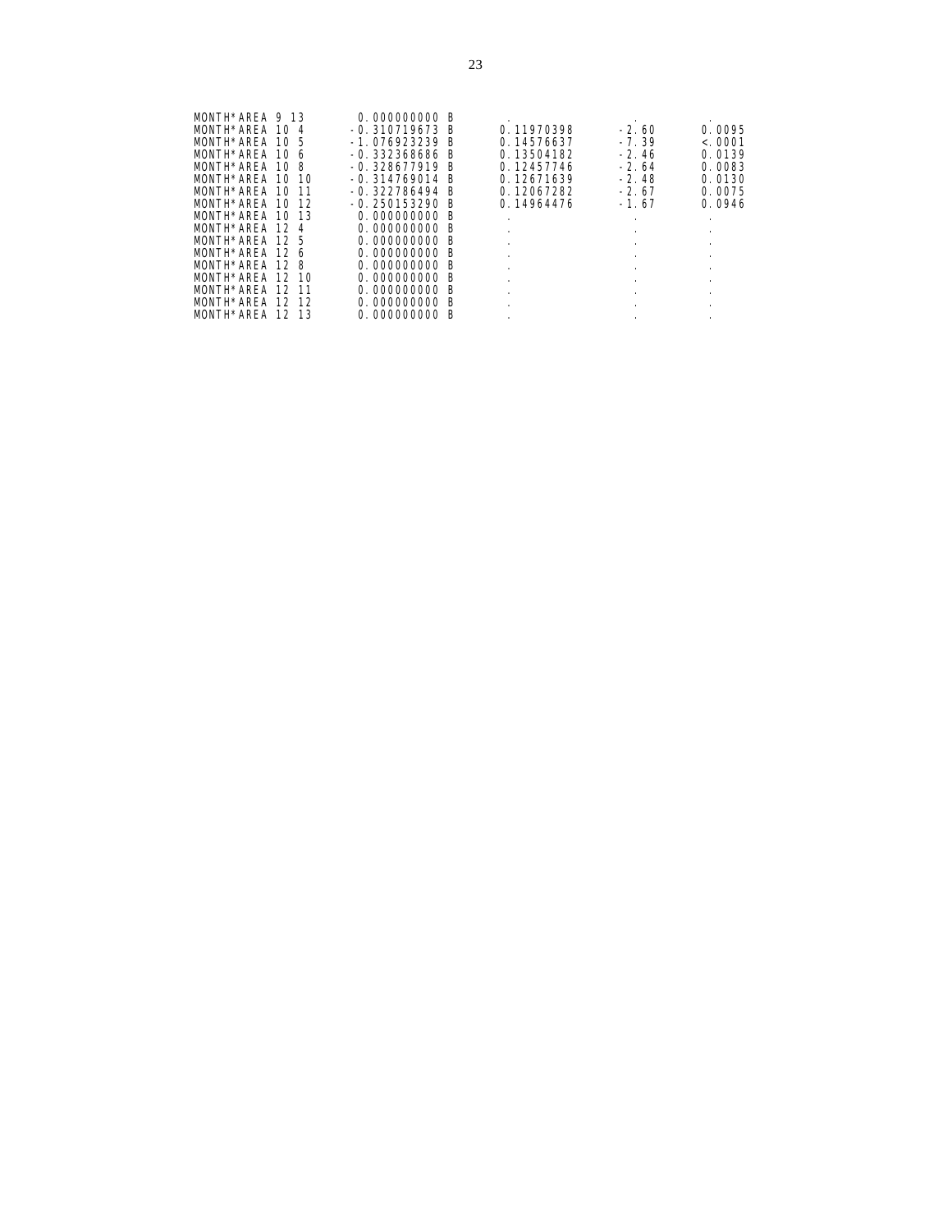| | | | | | |
|---|---|---|---|---|---|
| MONTH*AREA | 9 13 | 0.000000000 B | . | . | . |
| MONTH*AREA | 10 4 | -0.310719673 B | 0.11970398 | -2.60 | 0.0095 |
| MONTH*AREA | 10 5 | -1.076923239 B | 0.14576637 | -7.39 | <.0001 |
| MONTH*AREA | 10 6 | -0.332368686 B | 0.13504182 | -2.46 | 0.0139 |
| MONTH*AREA | 10 8 | -0.328677919 B | 0.12457746 | -2.64 | 0.0083 |
| MONTH*AREA | 10 10 | -0.314769014 B | 0.12671639 | -2.48 | 0.0130 |
| MONTH*AREA | 10 11 | -0.322786494 B | 0.12067282 | -2.67 | 0.0075 |
| MONTH*AREA | 10 12 | -0.250153290 B | 0.14964476 | -1.67 | 0.0946 |
| MONTH*AREA | 10 13 | 0.000000000 B | . | . | . |
| MONTH*AREA | 12 4 | 0.000000000 B | . | . | . |
| MONTH*AREA | 12 5 | 0.000000000 B | . | . | . |
| MONTH*AREA | 12 6 | 0.000000000 B | . | . | . |
| MONTH*AREA | 12 8 | 0.000000000 B | . | . | . |
| MONTH*AREA | 12 10 | 0.000000000 B | . | . | . |
| MONTH*AREA | 12 11 | 0.000000000 B | . | . | . |
| MONTH*AREA | 12 12 | 0.000000000 B | . | . | . |
| MONTH*AREA | 12 13 | 0.000000000 B | . | . | . |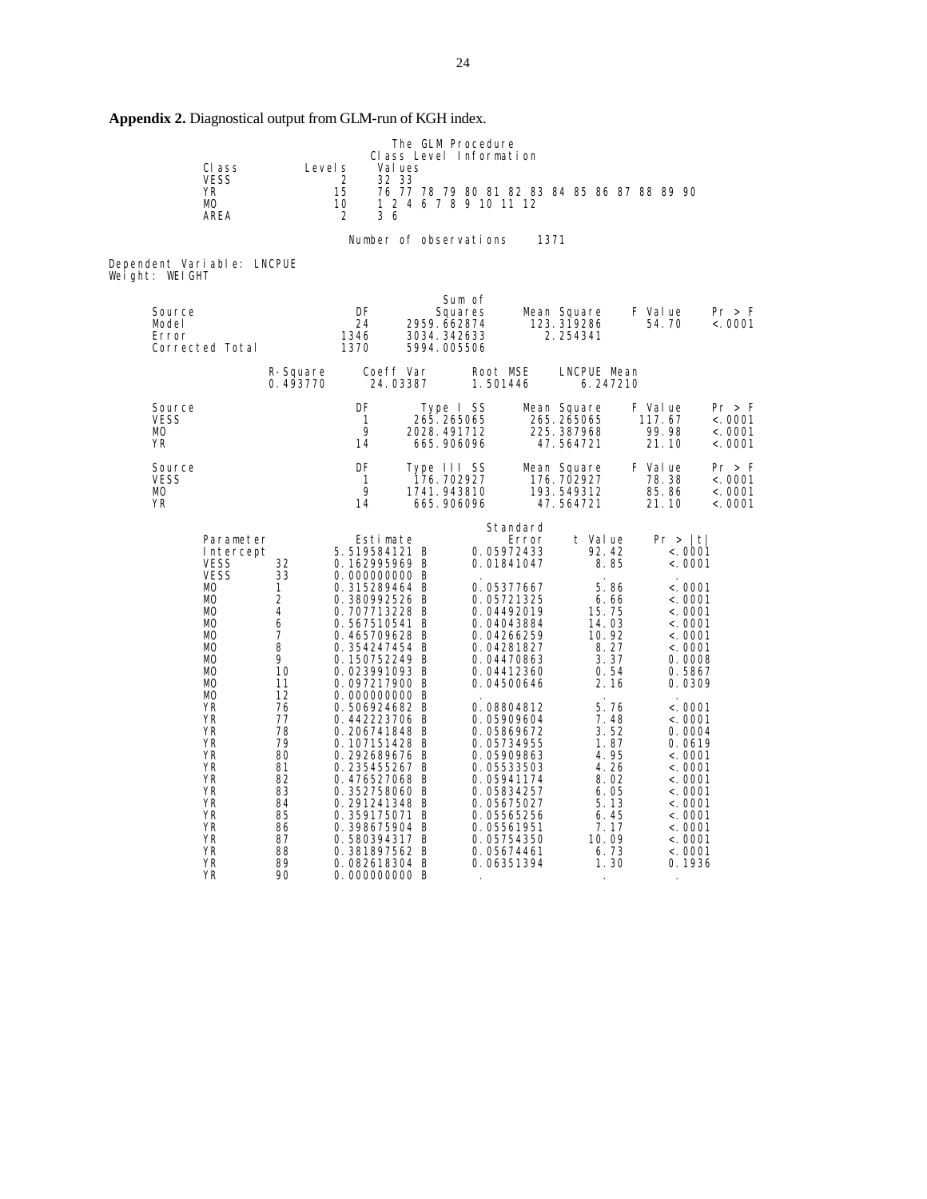**Appendix 2.** Diagnostical output from GLM-run of KGH index.

```
                                  The GLM Procedure
                              Class Level Information
          Class          Levels    Values
          VESS                2    32 33
          YR                 15    76 77 78 79 80 81 82 83 84 85 86 87 88 89 90
          MO                 10    1 2 4 6 7 8 9 10 11 12
          AREA                2    3 6

                            Number of observations     1371

Dependent Variable: LNCPUE
Weight: WEIGHT

                                            Sum of
     Source                      DF        Squares     Mean Square    F Value    Pr > F
     Model                       24    2959.662874      123.319286      54.70    <.0001
     Error                     1346    3034.342633        2.254341
     Corrected Total           1370    5994.005506

                    R-Square     Coeff Var      Root MSE    LNCPUE Mean
                    0.493770      24.03387      1.501446       6.247210

     Source                      DF      Type I SS     Mean Square    F Value    Pr > F
     VESS                         1    265.265065      265.265065     117.67    <.0001
     MO                           9   2028.491712      225.387968      99.98    <.0001
     YR                          14    665.906096       47.564721      21.10    <.0001

     Source                      DF    Type III SS     Mean Square    F Value    Pr > F
     VESS                         1    176.702927      176.702927      78.38    <.0001
     MO                           9   1741.943810      193.549312      85.86    <.0001
     YR                          14    665.906096       47.564721      21.10    <.0001

                                                      Standard
          Parameter              Estimate                Error    t Value    Pr > |t|
          Intercept           5.519584121 B         0.05972433      92.42      <.0001
          VESS      32        0.162995969 B         0.01841047       8.85      <.0001
          VESS      33        0.000000000 B          .                .         .
          MO        1         0.315289464 B         0.05377667       5.86      <.0001
          MO        2         0.380992526 B         0.05721325       6.66      <.0001
          MO        4         0.707713228 B         0.04492019      15.75      <.0001
          MO        6         0.567510541 B         0.04043884      14.03      <.0001
          MO        7         0.465709628 B         0.04266259      10.92      <.0001
          MO        8         0.354247454 B         0.04281827       8.27      <.0001
          MO        9         0.150752249 B         0.04470863       3.37      0.0008
          MO        10        0.023991093 B         0.04412360       0.54      0.5867
          MO        11        0.097217900 B         0.04500646       2.16      0.0309
          MO        12        0.000000000 B          .                .         .
          YR        76        0.506924682 B         0.08804812       5.76      <.0001
          YR        77        0.442223706 B         0.05909604       7.48      <.0001
          YR        78        0.206741848 B         0.05869672       3.52      0.0004
          YR        79        0.107151428 B         0.05734955       1.87      0.0619
          YR        80        0.292689676 B         0.05909863       4.95      <.0001
          YR        81        0.235455267 B         0.05533503       4.26      <.0001
          YR        82        0.476527068 B         0.05941174       8.02      <.0001
          YR        83        0.352758060 B         0.05834257       6.05      <.0001
          YR        84        0.291241348 B         0.05675027       5.13      <.0001
          YR        85        0.359175071 B         0.05565256       6.45      <.0001
          YR        86        0.398675904 B         0.05561951       7.17      <.0001
          YR        87        0.580394317 B         0.05754350      10.09      <.0001
          YR        88        0.381897562 B         0.05674461       6.73      <.0001
          YR        89        0.082618304 B         0.06351394       1.30      0.1936
          YR        90        0.000000000 B          .                .         .
```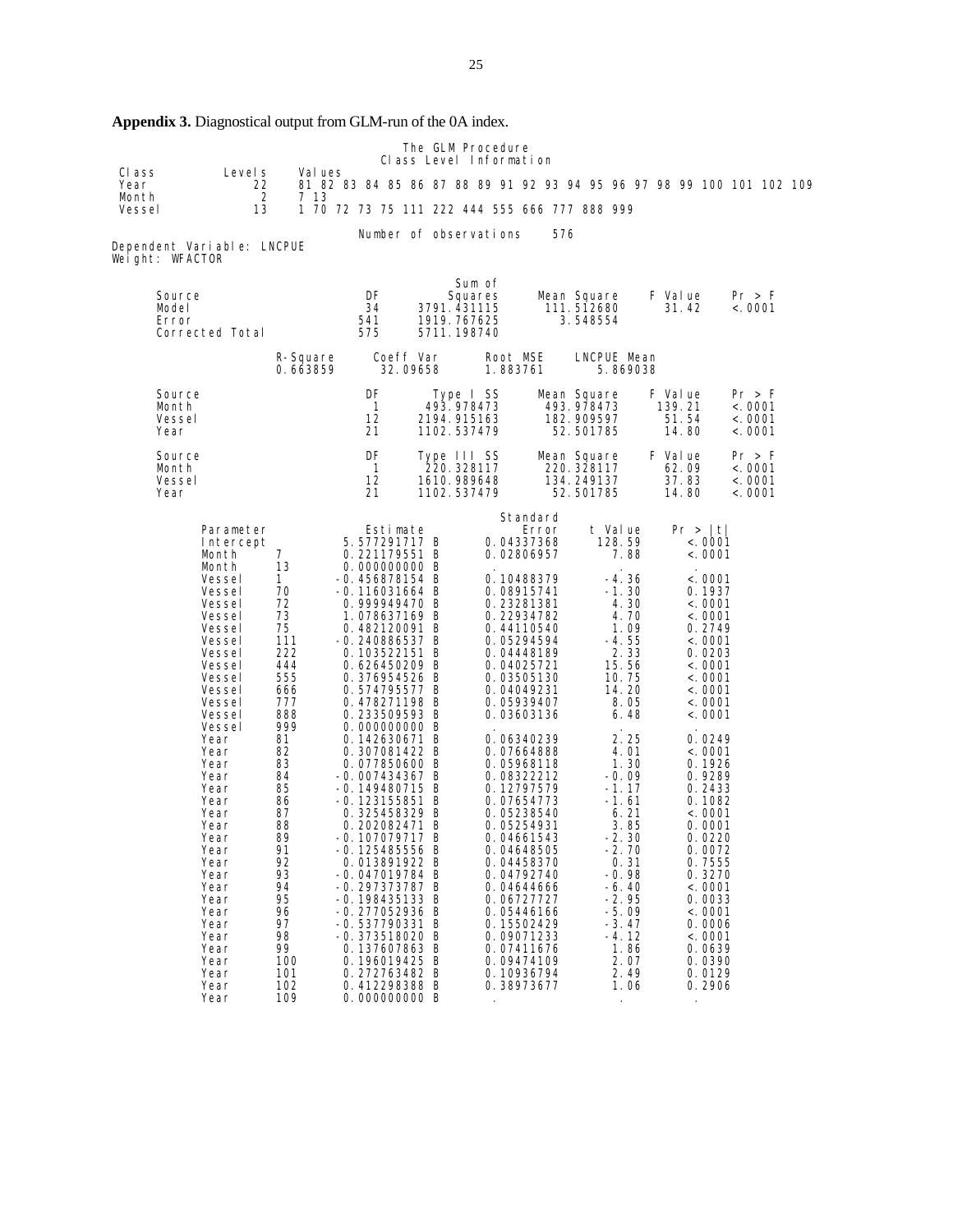**Appendix 3.** Diagnostical output from GLM-run of the 0A index.

```
                              The GLM Procedure
                           Class Level Information
Class         Levels    Values
Year              22    81 82 83 84 85 86 87 88 89 91 92 93 94 95 96 97 98 99 100 101 102 109
Month              2    7 13
Vessel            13    1 70 72 73 75 111 222 444 555 666 777 888 999

                         Number of observations     576
Dependent Variable: LNCPUE
Weight: WFACTOR

                                         Sum of
     Source                      DF         Squares     Mean Square    F Value    Pr > F
     Model                       34     3791.431115      111.512680      31.42    <.0001
     Error                      541     1919.767625        3.548554
     Corrected Total            575     5711.198740

                    R-Square     Coeff Var      Root MSE    LNCPUE Mean
                    0.663859      32.09658      1.883761       5.869038

     Source                      DF       Type I SS     Mean Square    F Value    Pr > F
     Month                        1      493.978473      493.978473     139.21    <.0001
     Vessel                      12     2194.915163      182.909597      51.54    <.0001
     Year                        21     1102.537479       52.501785      14.80    <.0001

     Source                      DF     Type III SS     Mean Square    F Value    Pr > F
     Month                        1      220.328117      220.328117      62.09    <.0001
     Vessel                      12     1610.989648      134.249137      37.83    <.0001
     Year                        21     1102.537479       52.501785      14.80    <.0001

                                                     Standard
           Parameter             Estimate               Error    t Value    Pr > |t|
           Intercept          5.577291717 B        0.04337368     128.59      <.0001
           Month     7        0.221179551 B        0.02806957       7.88      <.0001
           Month     13       0.000000000 B         .                .         .
           Vessel    1       -0.456878154 B        0.10488379      -4.36      <.0001
           Vessel    70      -0.116031664 B        0.08915741      -1.30      0.1937
           Vessel    72       0.999949470 B        0.23281381       4.30      <.0001
           Vessel    73       1.078637169 B        0.22934782       4.70      <.0001
           Vessel    75       0.482120091 B        0.44110540       1.09      0.2749
           Vessel    111     -0.240886537 B        0.05294594      -4.55      <.0001
           Vessel    222      0.103522151 B        0.04448189       2.33      0.0203
           Vessel    444      0.626450209 B        0.04025721      15.56      <.0001
           Vessel    555      0.376954526 B        0.03505130      10.75      <.0001
           Vessel    666      0.574795577 B        0.04049231      14.20      <.0001
           Vessel    777      0.478271198 B        0.05939407       8.05      <.0001
           Vessel    888      0.233509593 B        0.03603136       6.48      <.0001
           Vessel    999      0.000000000 B         .                .         .
           Year      81       0.142630671 B        0.06340239       2.25      0.0249
           Year      82       0.307081422 B        0.07664888       4.01      <.0001
           Year      83       0.077850600 B        0.05968118       1.30      0.1926
           Year      84      -0.007434367 B        0.08322212      -0.09      0.9289
           Year      85      -0.149480715 B        0.12797579      -1.17      0.2433
           Year      86      -0.123155851 B        0.07654773      -1.61      0.1082
           Year      87       0.325458329 B        0.05238540       6.21      <.0001
           Year      88       0.202082471 B        0.05254931       3.85      0.0001
           Year      89      -0.107079717 B        0.04661543      -2.30      0.0220
           Year      91      -0.125485556 B        0.04648505      -2.70      0.0072
           Year      92       0.013891922 B        0.04458370       0.31      0.7555
           Year      93      -0.047019784 B        0.04792740      -0.98      0.3270
           Year      94      -0.297373787 B        0.04644666      -6.40      <.0001
           Year      95      -0.198435133 B        0.06727727      -2.95      0.0033
           Year      96      -0.277052936 B        0.05446166      -5.09      <.0001
           Year      97      -0.537790331 B        0.15502429      -3.47      0.0006
           Year      98      -0.373518020 B        0.09071233      -4.12      <.0001
           Year      99       0.137607863 B        0.07411676       1.86      0.0639
           Year      100      0.196019425 B        0.09474109       2.07      0.0390
           Year      101      0.272763482 B        0.10936794       2.49      0.0129
           Year      102      0.412298388 B        0.38973677       1.06      0.2906
           Year      109      0.000000000 B         .                .         .
```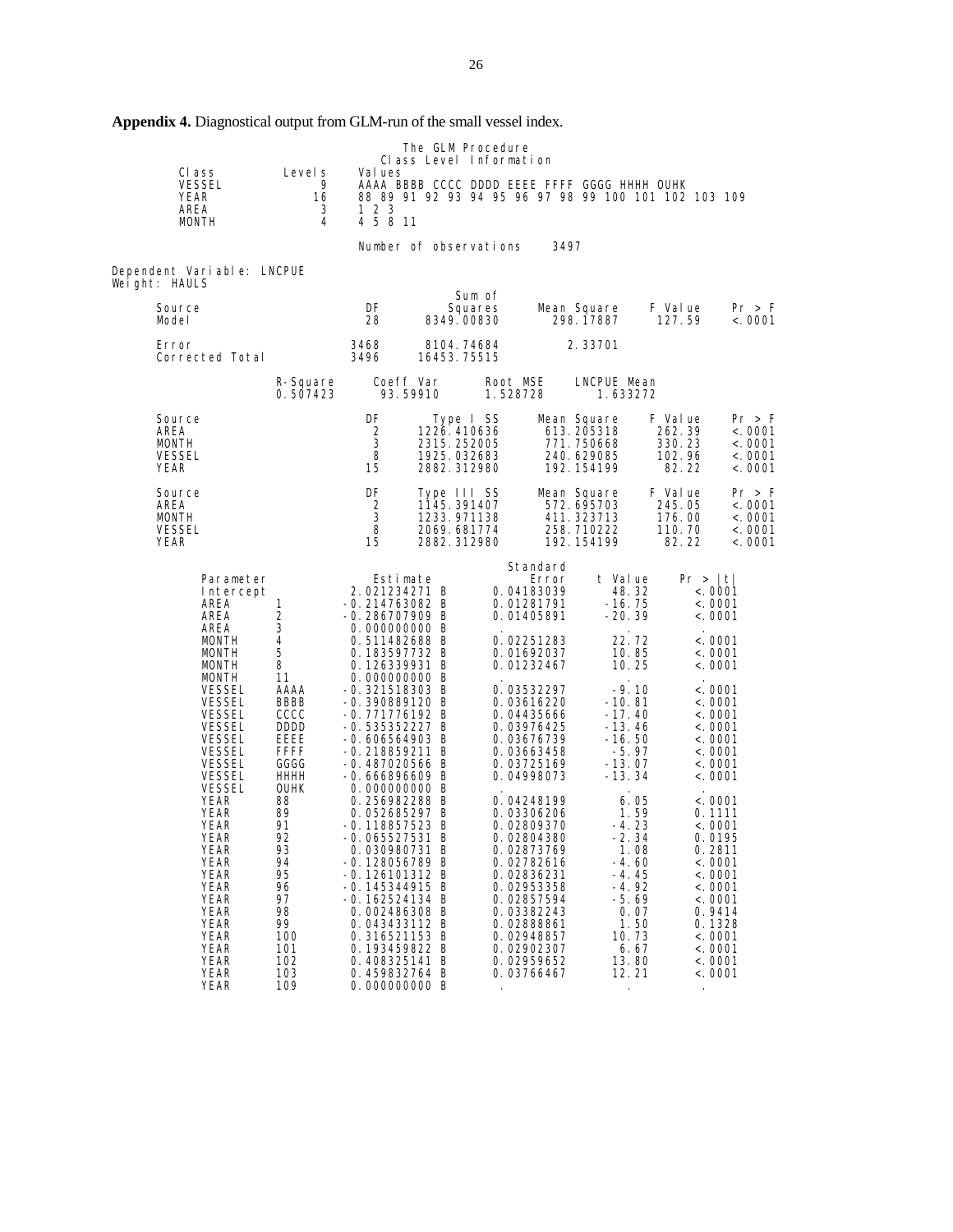**Appendix 4.** Diagnostical output from GLM-run of the small vessel index.

```
                                   The GLM Procedure
                                Class Level Information
     Class          Levels    Values
     VESSEL              9    AAAA BBBB CCCC DDDD EEEE FFFF GGGG HHHH OUHK
     YEAR               16    88 89 91 92 93 94 95 96 97 98 99 100 101 102 103 109
     AREA                3    1 2 3
     MONTH               4    4 5 8 11

                              Number of observations     3497

Dependent Variable: LNCPUE
Weight: HAULS
                                              Sum of
     Source                        DF        Squares      Mean Square    F Value    Pr > F
     Model                         28     8349.00830        298.17887     127.59    <.0001

     Error                       3468     8104.74684          2.33701
     Corrected Total             3496    16453.75515

                       R-Square     Coeff Var      Root MSE    LNCPUE Mean
                       0.507423      93.59910      1.528728       1.633272

     Source                        DF      Type I SS      Mean Square    F Value    Pr > F
     AREA                           2    1226.410636       613.205318     262.39    <.0001
     MONTH                          3    2315.252005       771.750668     330.23    <.0001
     VESSEL                         8    1925.032683       240.629085     102.96    <.0001
     YEAR                          15    2882.312980       192.154199      82.22    <.0001

     Source                        DF    Type III SS      Mean Square    F Value    Pr > F
     AREA                           2    1145.391407       572.695703     245.05    <.0001
     MONTH                          3    1233.971138       411.323713     176.00    <.0001
     VESSEL                         8    2069.681774       258.710222     110.70    <.0001
     YEAR                          15    2882.312980       192.154199      82.22    <.0001

                                                      Standard
          Parameter             Estimate                 Error    t Value    Pr > |t|
          Intercept          2.021234271 B          0.04183039      48.32      <.0001
          AREA      1       -0.214763082 B          0.01281791     -16.75      <.0001
          AREA      2       -0.286707909 B          0.01405891     -20.39      <.0001
          AREA      3        0.000000000 B           .               .          .
          MONTH     4        0.511482688 B          0.02251283      22.72      <.0001
          MONTH     5        0.183597732 B          0.01692037      10.85      <.0001
          MONTH     8        0.126339931 B          0.01232467      10.25      <.0001
          MONTH     11       0.000000000 B           .               .          .
          VESSEL    AAAA    -0.321518303 B          0.03532297      -9.10      <.0001
          VESSEL    BBBB    -0.390889120 B          0.03616220     -10.81      <.0001
          VESSEL    CCCC    -0.771776192 B          0.04435666     -17.40      <.0001
          VESSEL    DDDD    -0.535352227 B          0.03976425     -13.46      <.0001
          VESSEL    EEEE    -0.606564903 B          0.03676739     -16.50      <.0001
          VESSEL    FFFF    -0.218859211 B          0.03663458      -5.97      <.0001
          VESSEL    GGGG    -0.487020566 B          0.03725169     -13.07      <.0001
          VESSEL    HHHH    -0.666896609 B          0.04998073     -13.34      <.0001
          VESSEL    OUHK     0.000000000 B           .               .          .
          YEAR      88       0.256982288 B          0.04248199       6.05      <.0001
          YEAR      89       0.052685297 B          0.03306206       1.59      0.1111
          YEAR      91      -0.118857523 B          0.02809370      -4.23      <.0001
          YEAR      92      -0.065527531 B          0.02804380      -2.34      0.0195
          YEAR      93       0.030980731 B          0.02873769       1.08      0.2811
          YEAR      94      -0.128056789 B          0.02782616      -4.60      <.0001
          YEAR      95      -0.126101312 B          0.02836231      -4.45      <.0001
          YEAR      96      -0.145344915 B          0.02953358      -4.92      <.0001
          YEAR      97      -0.162524134 B          0.02857594      -5.69      <.0001
          YEAR      98       0.002486308 B          0.03382243       0.07      0.9414
          YEAR      99       0.043433112 B          0.02888861       1.50      0.1328
          YEAR      100      0.316521153 B          0.02948857      10.73      <.0001
          YEAR      101      0.193459822 B          0.02902307       6.67      <.0001
          YEAR      102      0.408325141 B          0.02959652      13.80      <.0001
          YEAR      103      0.459832764 B          0.03766467      12.21      <.0001
          YEAR      109      0.000000000 B           .               .          .
```